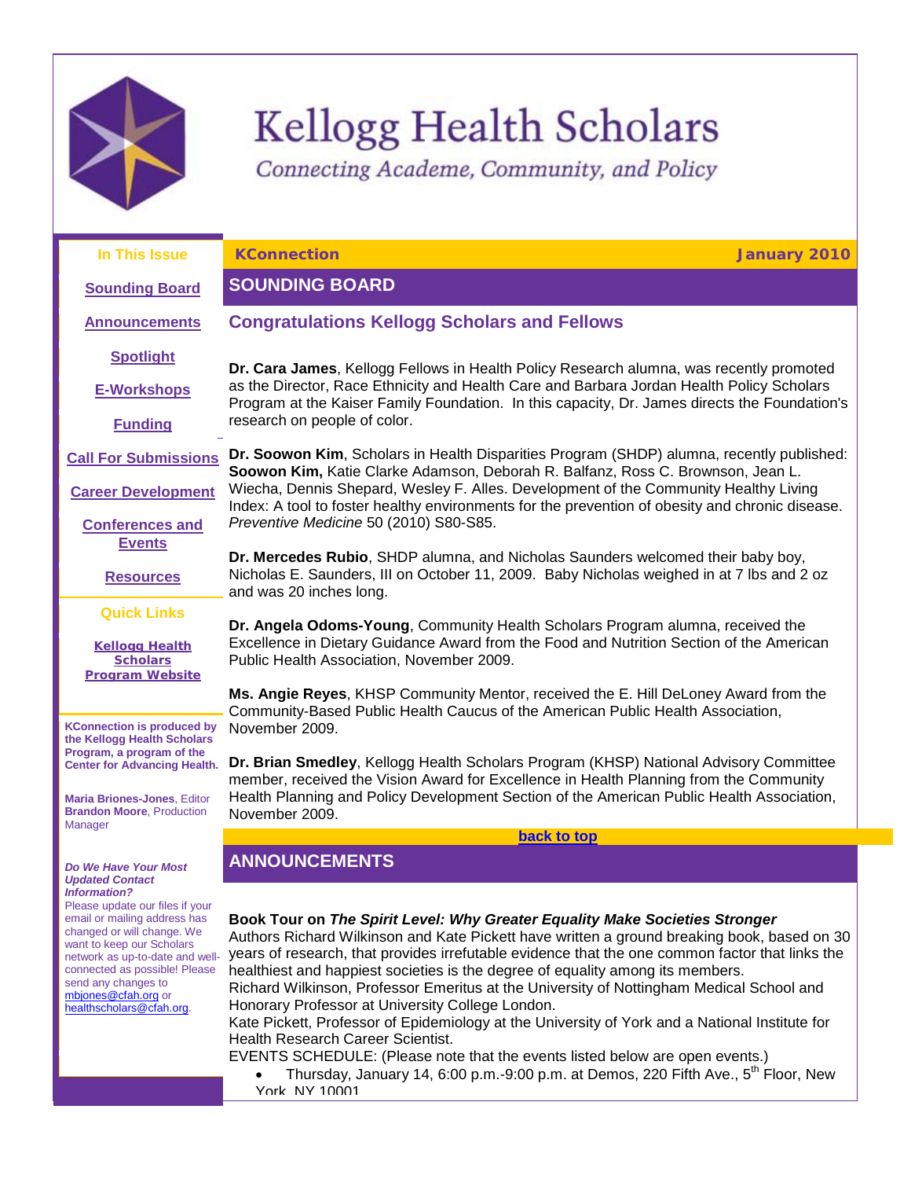# Kellogg Health Scholars

*Connecting Academe, Community, and Policy*

**In This Issue**

Sounding Board

Announcements

Spotlight

E-Workshops

Funding

Call For Submissions

Career Development

Conferences and Events

Resources

**Quick Links**

Kellogg Health Scholars Program Website

**KConnection is produced by the Kellogg Health Scholars Program, a program of the Center for Advancing Health.**

**Maria Briones-Jones**, Editor
**Brandon Moore**, Production Manager

***Do We Have Your Most Updated Contact Information?***
Please update our files if your email or mailing address has changed or will change. We want to keep our Scholars network as up-to-date and well-connected as possible! Please send any changes to mbjones@cfah.org or healthscholars@cfah.org.

**KConnection** — **January 2010**

## SOUNDING BOARD

### Congratulations Kellogg Scholars and Fellows

**Dr. Cara James**, Kellogg Fellows in Health Policy Research alumna, was recently promoted as the Director, Race Ethnicity and Health Care and Barbara Jordan Health Policy Scholars Program at the Kaiser Family Foundation. In this capacity, Dr. James directs the Foundation's research on people of color.

**Dr. Soowon Kim**, Scholars in Health Disparities Program (SHDP) alumna, recently published: **Soowon Kim,** Katie Clarke Adamson, Deborah R. Balfanz, Ross C. Brownson, Jean L. Wiecha, Dennis Shepard, Wesley F. Alles. Development of the Community Healthy Living Index: A tool to foster healthy environments for the prevention of obesity and chronic disease. *Preventive Medicine* 50 (2010) S80-S85.

**Dr. Mercedes Rubio**, SHDP alumna, and Nicholas Saunders welcomed their baby boy, Nicholas E. Saunders, III on October 11, 2009. Baby Nicholas weighed in at 7 lbs and 2 oz and was 20 inches long.

**Dr. Angela Odoms-Young**, Community Health Scholars Program alumna, received the Excellence in Dietary Guidance Award from the Food and Nutrition Section of the American Public Health Association, November 2009.

**Ms. Angie Reyes**, KHSP Community Mentor, received the E. Hill DeLoney Award from the Community-Based Public Health Caucus of the American Public Health Association, November 2009.

**Dr. Brian Smedley**, Kellogg Health Scholars Program (KHSP) National Advisory Committee member, received the Vision Award for Excellence in Health Planning from the Community Health Planning and Policy Development Section of the American Public Health Association, November 2009.

back to top

## ANNOUNCEMENTS

**Book Tour on *The Spirit Level: Why Greater Equality Make Societies Stronger***
Authors Richard Wilkinson and Kate Pickett have written a ground breaking book, based on 30 years of research, that provides irrefutable evidence that the one common factor that links the healthiest and happiest societies is the degree of equality among its members.
Richard Wilkinson, Professor Emeritus at the University of Nottingham Medical School and Honorary Professor at University College London.
Kate Pickett, Professor of Epidemiology at the University of York and a National Institute for Health Research Career Scientist.
EVENTS SCHEDULE: (Please note that the events listed below are open events.)

- Thursday, January 14, 6:00 p.m.-9:00 p.m. at Demos, 220 Fifth Ave., 5th Floor, New York, NY 10001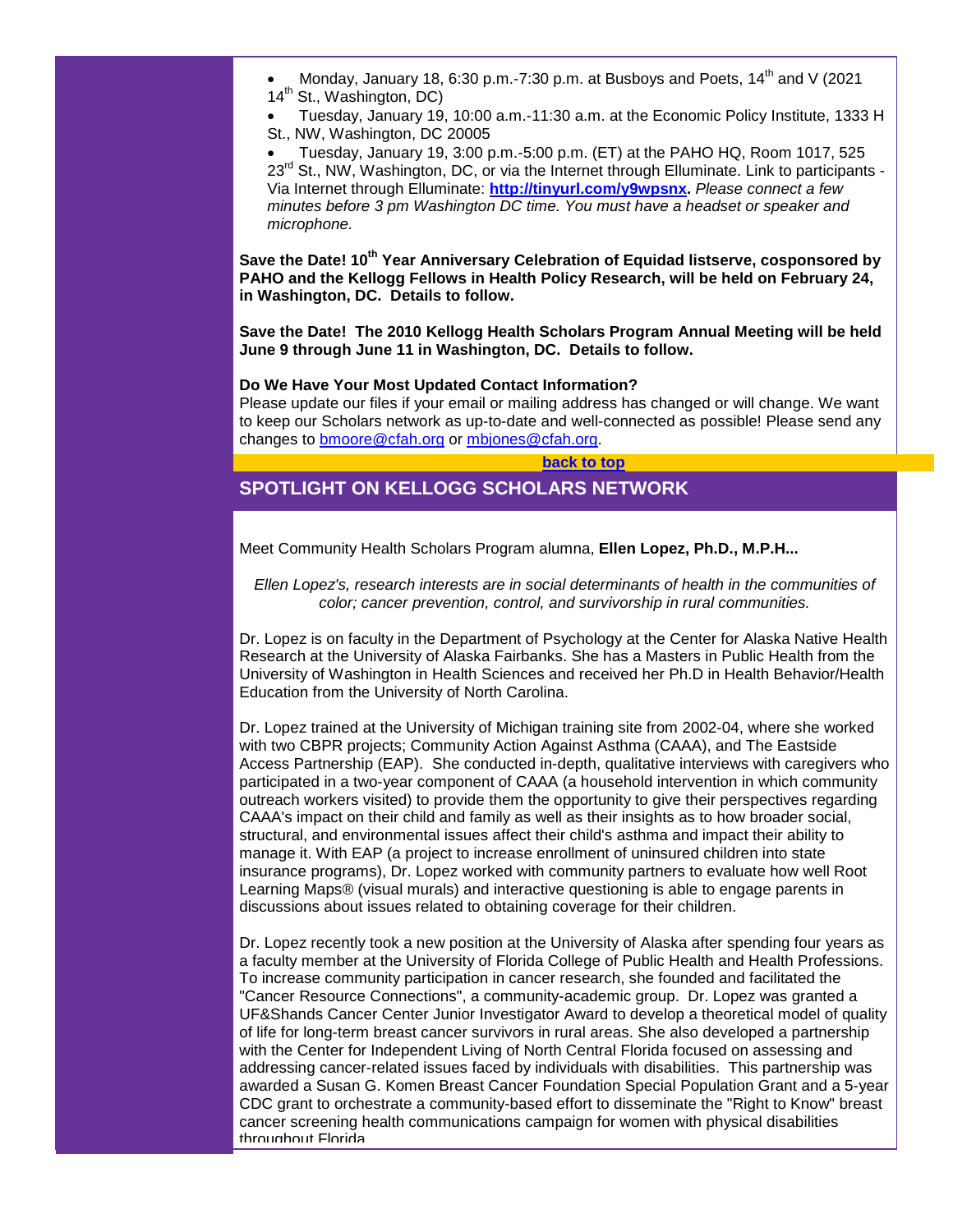- Monday, January 18, 6:30 p.m.-7:30 p.m. at Busboys and Poets, 14th and V (2021 14th St., Washington, DC)
- Tuesday, January 19, 10:00 a.m.-11:30 a.m. at the Economic Policy Institute, 1333 H St., NW, Washington, DC 20005
- Tuesday, January 19, 3:00 p.m.-5:00 p.m. (ET) at the PAHO HQ, Room 1017, 525 23rd St., NW, Washington, DC, or via the Internet through Elluminate. Link to participants - Via Internet through Elluminate: **http://tinyurl.com/y9wpsnx**. *Please connect a few minutes before 3 pm Washington DC time. You must have a headset or speaker and microphone.*

**Save the Date! 10th Year Anniversary Celebration of Equidad listserve, cosponsored by PAHO and the Kellogg Fellows in Health Policy Research, will be held on February 24, in Washington, DC. Details to follow.**

**Save the Date! The 2010 Kellogg Health Scholars Program Annual Meeting will be held June 9 through June 11 in Washington, DC. Details to follow.**

**Do We Have Your Most Updated Contact Information?**
Please update our files if your email or mailing address has changed or will change. We want to keep our Scholars network as up-to-date and well-connected as possible! Please send any changes to bmoore@cfah.org or mbjones@cfah.org.

**back to top**

## SPOTLIGHT ON KELLOGG SCHOLARS NETWORK

Meet Community Health Scholars Program alumna, **Ellen Lopez, Ph.D., M.P.H...**

*Ellen Lopez's, research interests are in social determinants of health in the communities of color; cancer prevention, control, and survivorship in rural communities.*

Dr. Lopez is on faculty in the Department of Psychology at the Center for Alaska Native Health Research at the University of Alaska Fairbanks. She has a Masters in Public Health from the University of Washington in Health Sciences and received her Ph.D in Health Behavior/Health Education from the University of North Carolina.

Dr. Lopez trained at the University of Michigan training site from 2002-04, where she worked with two CBPR projects; Community Action Against Asthma (CAAA), and The Eastside Access Partnership (EAP). She conducted in-depth, qualitative interviews with caregivers who participated in a two-year component of CAAA (a household intervention in which community outreach workers visited) to provide them the opportunity to give their perspectives regarding CAAA's impact on their child and family as well as their insights as to how broader social, structural, and environmental issues affect their child's asthma and impact their ability to manage it. With EAP (a project to increase enrollment of uninsured children into state insurance programs), Dr. Lopez worked with community partners to evaluate how well Root Learning Maps® (visual murals) and interactive questioning is able to engage parents in discussions about issues related to obtaining coverage for their children.

Dr. Lopez recently took a new position at the University of Alaska after spending four years as a faculty member at the University of Florida College of Public Health and Health Professions. To increase community participation in cancer research, she founded and facilitated the "Cancer Resource Connections", a community-academic group. Dr. Lopez was granted a UF&Shands Cancer Center Junior Investigator Award to develop a theoretical model of quality of life for long-term breast cancer survivors in rural areas. She also developed a partnership with the Center for Independent Living of North Central Florida focused on assessing and addressing cancer-related issues faced by individuals with disabilities. This partnership was awarded a Susan G. Komen Breast Cancer Foundation Special Population Grant and a 5-year CDC grant to orchestrate a community-based effort to disseminate the "Right to Know" breast cancer screening health communications campaign for women with physical disabilities throughout Florida.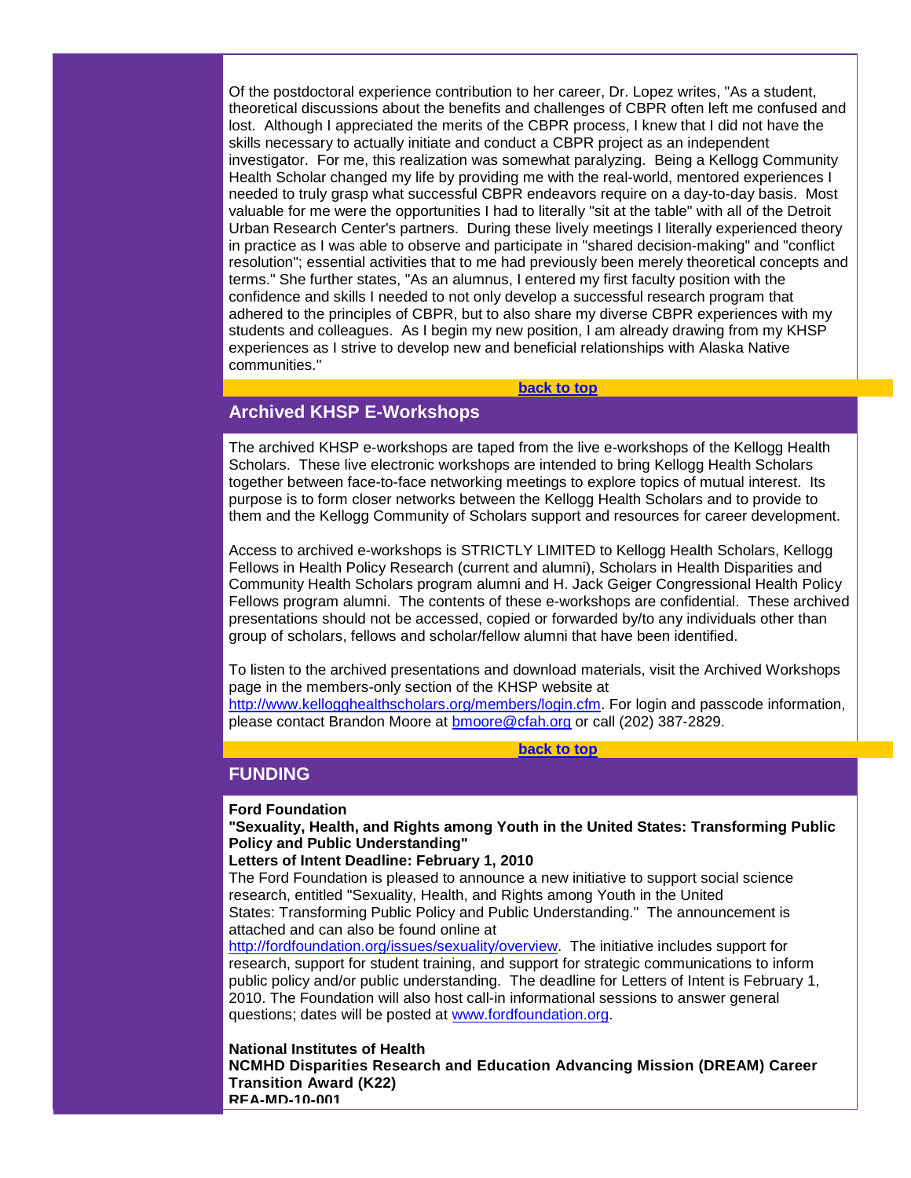Of the postdoctoral experience contribution to her career, Dr. Lopez writes, "As a student, theoretical discussions about the benefits and challenges of CBPR often left me confused and lost. Although I appreciated the merits of the CBPR process, I knew that I did not have the skills necessary to actually initiate and conduct a CBPR project as an independent investigator. For me, this realization was somewhat paralyzing. Being a Kellogg Community Health Scholar changed my life by providing me with the real-world, mentored experiences I needed to truly grasp what successful CBPR endeavors require on a day-to-day basis. Most valuable for me were the opportunities I had to literally "sit at the table" with all of the Detroit Urban Research Center's partners. During these lively meetings I literally experienced theory in practice as I was able to observe and participate in "shared decision-making" and "conflict resolution"; essential activities that to me had previously been merely theoretical concepts and terms." She further states, "As an alumnus, I entered my first faculty position with the confidence and skills I needed to not only develop a successful research program that adhered to the principles of CBPR, but to also share my diverse CBPR experiences with my students and colleagues. As I begin my new position, I am already drawing from my KHSP experiences as I strive to develop new and beneficial relationships with Alaska Native communities."

**back to top**

## Archived KHSP E-Workshops

The archived KHSP e-workshops are taped from the live e-workshops of the Kellogg Health Scholars. These live electronic workshops are intended to bring Kellogg Health Scholars together between face-to-face networking meetings to explore topics of mutual interest. Its purpose is to form closer networks between the Kellogg Health Scholars and to provide to them and the Kellogg Community of Scholars support and resources for career development.

Access to archived e-workshops is STRICTLY LIMITED to Kellogg Health Scholars, Kellogg Fellows in Health Policy Research (current and alumni), Scholars in Health Disparities and Community Health Scholars program alumni and H. Jack Geiger Congressional Health Policy Fellows program alumni. The contents of these e-workshops are confidential. These archived presentations should not be accessed, copied or forwarded by/to any individuals other than group of scholars, fellows and scholar/fellow alumni that have been identified.

To listen to the archived presentations and download materials, visit the Archived Workshops page in the members-only section of the KHSP website at http://www.kellogghealthscholars.org/members/login.cfm. For login and passcode information, please contact Brandon Moore at bmoore@cfah.org or call (202) 387-2829.

**back to top**

## FUNDING

**Ford Foundation**
**"Sexuality, Health, and Rights among Youth in the United States: Transforming Public Policy and Public Understanding"**
**Letters of Intent Deadline: February 1, 2010**
The Ford Foundation is pleased to announce a new initiative to support social science research, entitled "Sexuality, Health, and Rights among Youth in the United States: Transforming Public Policy and Public Understanding." The announcement is attached and can also be found online at http://fordfoundation.org/issues/sexuality/overview. The initiative includes support for research, support for student training, and support for strategic communications to inform public policy and/or public understanding. The deadline for Letters of Intent is February 1, 2010. The Foundation will also host call-in informational sessions to answer general questions; dates will be posted at www.fordfoundation.org.

**National Institutes of Health**
**NCMHD Disparities Research and Education Advancing Mission (DREAM) Career Transition Award (K22)**
**RFA-MD-10-001**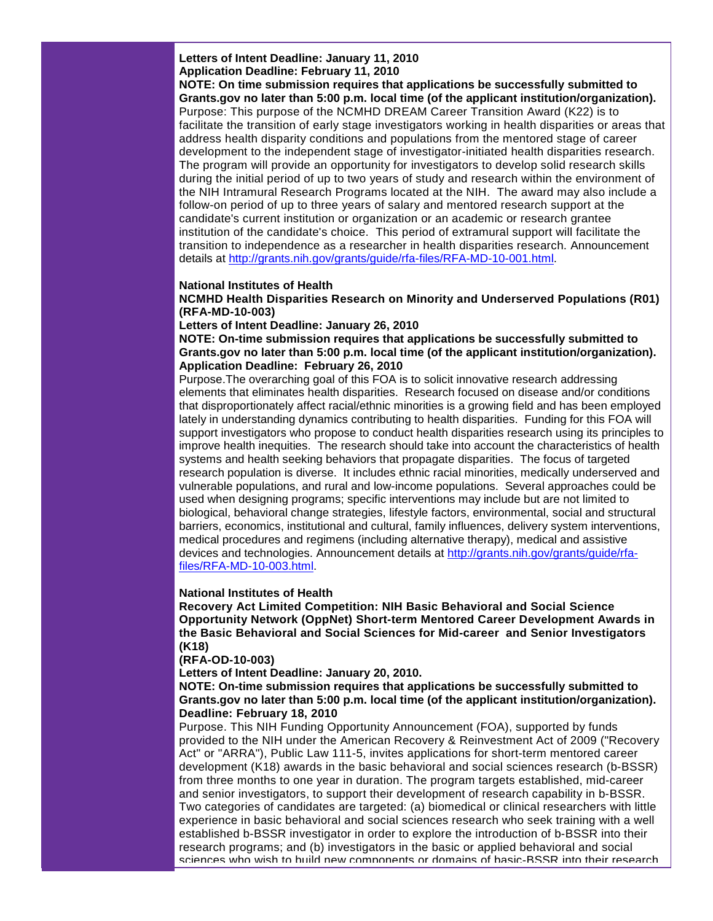**Letters of Intent Deadline: January 11, 2010**
**Application Deadline: February 11, 2010**
**NOTE: On time submission requires that applications be successfully submitted to Grants.gov no later than 5:00 p.m. local time (of the applicant institution/organization).**
Purpose: This purpose of the NCMHD DREAM Career Transition Award (K22) is to facilitate the transition of early stage investigators working in health disparities or areas that address health disparity conditions and populations from the mentored stage of career development to the independent stage of investigator-initiated health disparities research. The program will provide an opportunity for investigators to develop solid research skills during the initial period of up to two years of study and research within the environment of the NIH Intramural Research Programs located at the NIH. The award may also include a follow-on period of up to three years of salary and mentored research support at the candidate's current institution or organization or an academic or research grantee institution of the candidate's choice. This period of extramural support will facilitate the transition to independence as a researcher in health disparities research. Announcement details at http://grants.nih.gov/grants/guide/rfa-files/RFA-MD-10-001.html.

**National Institutes of Health**
**NCMHD Health Disparities Research on Minority and Underserved Populations (R01) (RFA-MD-10-003)**
**Letters of Intent Deadline: January 26, 2010**
**NOTE: On-time submission requires that applications be successfully submitted to Grants.gov no later than 5:00 p.m. local time (of the applicant institution/organization).**
**Application Deadline: February 26, 2010**
Purpose.The overarching goal of this FOA is to solicit innovative research addressing elements that eliminates health disparities. Research focused on disease and/or conditions that disproportionately affect racial/ethnic minorities is a growing field and has been employed lately in understanding dynamics contributing to health disparities. Funding for this FOA will support investigators who propose to conduct health disparities research using its principles to improve health inequities. The research should take into account the characteristics of health systems and health seeking behaviors that propagate disparities. The focus of targeted research population is diverse. It includes ethnic racial minorities, medically underserved and vulnerable populations, and rural and low-income populations. Several approaches could be used when designing programs; specific interventions may include but are not limited to biological, behavioral change strategies, lifestyle factors, environmental, social and structural barriers, economics, institutional and cultural, family influences, delivery system interventions, medical procedures and regimens (including alternative therapy), medical and assistive devices and technologies. Announcement details at http://grants.nih.gov/grants/guide/rfa-files/RFA-MD-10-003.html.

**National Institutes of Health**
**Recovery Act Limited Competition: NIH Basic Behavioral and Social Science Opportunity Network (OppNet) Short-term Mentored Career Development Awards in the Basic Behavioral and Social Sciences for Mid-career and Senior Investigators (K18)**
**(RFA-OD-10-003)**
**Letters of Intent Deadline: January 20, 2010.**
**NOTE: On-time submission requires that applications be successfully submitted to Grants.gov no later than 5:00 p.m. local time (of the applicant institution/organization).**
**Deadline: February 18, 2010**
Purpose. This NIH Funding Opportunity Announcement (FOA), supported by funds provided to the NIH under the American Recovery & Reinvestment Act of 2009 ("Recovery Act" or "ARRA"), Public Law 111-5, invites applications for short-term mentored career development (K18) awards in the basic behavioral and social sciences research (b-BSSR) from three months to one year in duration. The program targets established, mid-career and senior investigators, to support their development of research capability in b-BSSR. Two categories of candidates are targeted: (a) biomedical or clinical researchers with little experience in basic behavioral and social sciences research who seek training with a well established b-BSSR investigator in order to explore the introduction of b-BSSR into their research programs; and (b) investigators in the basic or applied behavioral and social sciences who wish to build new components or domains of basic-BSSR into their research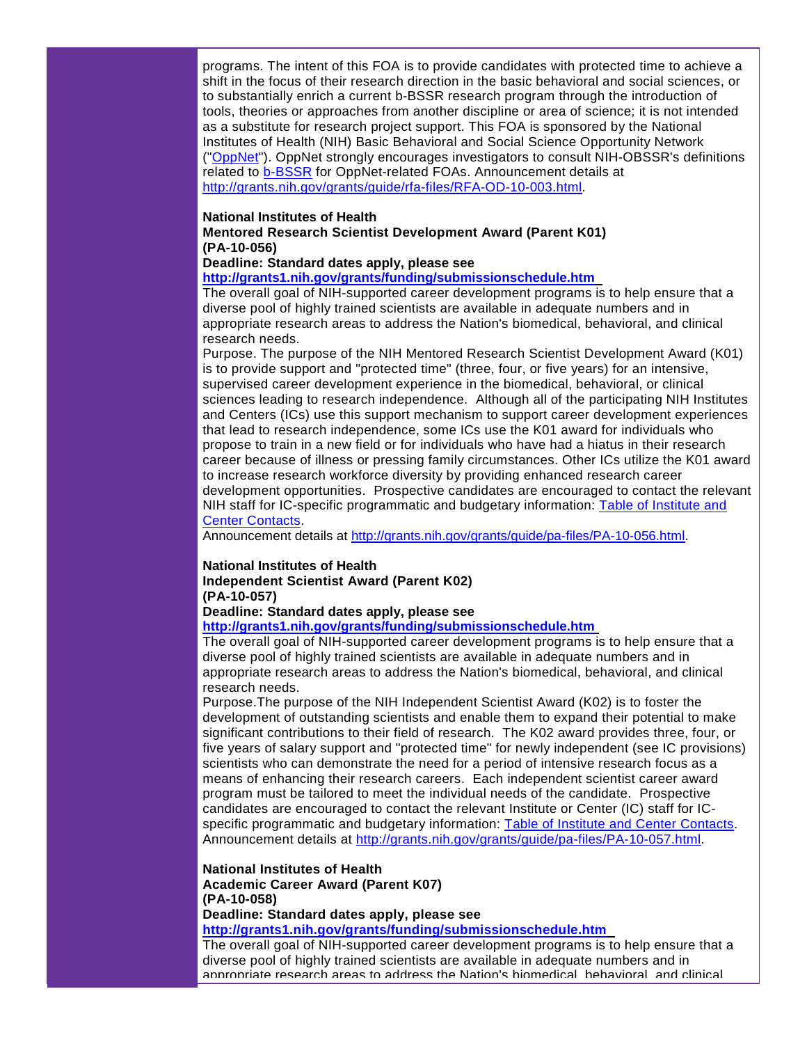programs. The intent of this FOA is to provide candidates with protected time to achieve a shift in the focus of their research direction in the basic behavioral and social sciences, or to substantially enrich a current b-BSSR research program through the introduction of tools, theories or approaches from another discipline or area of science; it is not intended as a substitute for research project support. This FOA is sponsored by the National Institutes of Health (NIH) Basic Behavioral and Social Science Opportunity Network ("OppNet"). OppNet strongly encourages investigators to consult NIH-OBSSR's definitions related to b-BSSR for OppNet-related FOAs. Announcement details at http://grants.nih.gov/grants/guide/rfa-files/RFA-OD-10-003.html.

**National Institutes of Health**
**Mentored Research Scientist Development Award (Parent K01)**
**(PA-10-056)**
**Deadline: Standard dates apply, please see**
**http://grants1.nih.gov/grants/funding/submissionschedule.htm**

The overall goal of NIH-supported career development programs is to help ensure that a diverse pool of highly trained scientists are available in adequate numbers and in appropriate research areas to address the Nation's biomedical, behavioral, and clinical research needs.

Purpose. The purpose of the NIH Mentored Research Scientist Development Award (K01) is to provide support and "protected time" (three, four, or five years) for an intensive, supervised career development experience in the biomedical, behavioral, or clinical sciences leading to research independence. Although all of the participating NIH Institutes and Centers (ICs) use this support mechanism to support career development experiences that lead to research independence, some ICs use the K01 award for individuals who propose to train in a new field or for individuals who have had a hiatus in their research career because of illness or pressing family circumstances. Other ICs utilize the K01 award to increase research workforce diversity by providing enhanced research career development opportunities. Prospective candidates are encouraged to contact the relevant NIH staff for IC-specific programmatic and budgetary information: Table of Institute and Center Contacts.

Announcement details at http://grants.nih.gov/grants/guide/pa-files/PA-10-056.html.

**National Institutes of Health**
**Independent Scientist Award (Parent K02)**
**(PA-10-057)**
**Deadline: Standard dates apply, please see**
**http://grants1.nih.gov/grants/funding/submissionschedule.htm**

The overall goal of NIH-supported career development programs is to help ensure that a diverse pool of highly trained scientists are available in adequate numbers and in appropriate research areas to address the Nation's biomedical, behavioral, and clinical research needs.

Purpose.The purpose of the NIH Independent Scientist Award (K02) is to foster the development of outstanding scientists and enable them to expand their potential to make significant contributions to their field of research. The K02 award provides three, four, or five years of salary support and "protected time" for newly independent (see IC provisions) scientists who can demonstrate the need for a period of intensive research focus as a means of enhancing their research careers. Each independent scientist career award program must be tailored to meet the individual needs of the candidate. Prospective candidates are encouraged to contact the relevant Institute or Center (IC) staff for IC-specific programmatic and budgetary information: Table of Institute and Center Contacts. Announcement details at http://grants.nih.gov/grants/guide/pa-files/PA-10-057.html.

**National Institutes of Health**
**Academic Career Award (Parent K07)**
**(PA-10-058)**
**Deadline: Standard dates apply, please see**
**http://grants1.nih.gov/grants/funding/submissionschedule.htm**

The overall goal of NIH-supported career development programs is to help ensure that a diverse pool of highly trained scientists are available in adequate numbers and in appropriate research areas to address the Nation's biomedical, behavioral, and clinical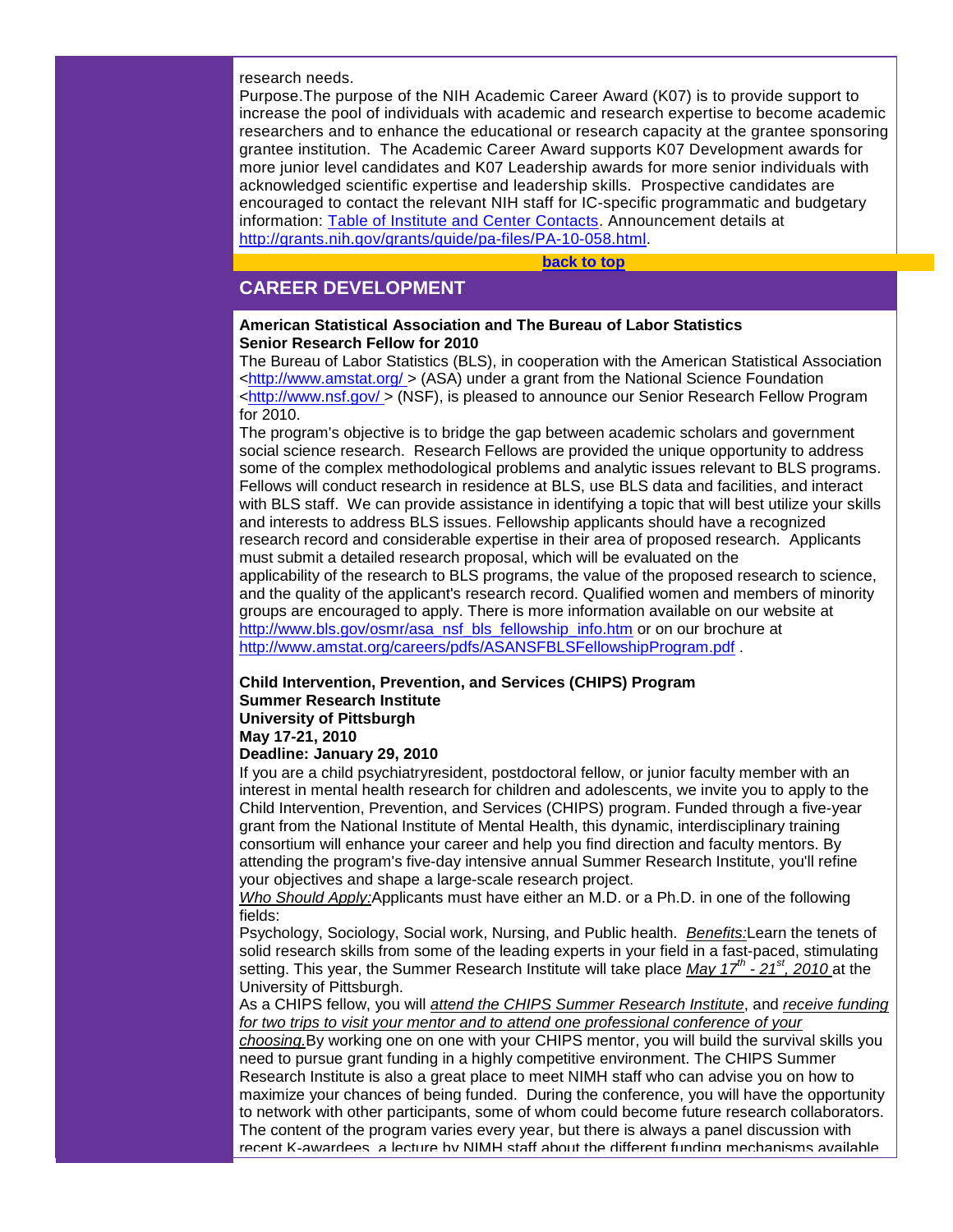research needs.
Purpose.The purpose of the NIH Academic Career Award (K07) is to provide support to increase the pool of individuals with academic and research expertise to become academic researchers and to enhance the educational or research capacity at the grantee sponsoring grantee institution.  The Academic Career Award supports K07 Development awards for more junior level candidates and K07 Leadership awards for more senior individuals with acknowledged scientific expertise and leadership skills.  Prospective candidates are encouraged to contact the relevant NIH staff for IC-specific programmatic and budgetary information: [Table of Institute and Center Contacts](). Announcement details at [http://grants.nih.gov/grants/guide/pa-files/PA-10-058.html](http://grants.nih.gov/grants/guide/pa-files/PA-10-058.html).

**[back to top]()**

## CAREER DEVELOPMENT

**American Statistical Association and The Bureau of Labor Statistics**
**Senior Research Fellow for 2010**

The Bureau of Labor Statistics (BLS), in cooperation with the American Statistical Association <[http://www.amstat.org/](http://www.amstat.org/) > (ASA) under a grant from the National Science Foundation <[http://www.nsf.gov/](http://www.nsf.gov/) > (NSF), is pleased to announce our Senior Research Fellow Program for 2010.

The program's objective is to bridge the gap between academic scholars and government social science research.  Research Fellows are provided the unique opportunity to address some of the complex methodological problems and analytic issues relevant to BLS programs. Fellows will conduct research in residence at BLS, use BLS data and facilities, and interact with BLS staff.  We can provide assistance in identifying a topic that will best utilize your skills and interests to address BLS issues. Fellowship applicants should have a recognized research record and considerable expertise in their area of proposed research.  Applicants must submit a detailed research proposal, which will be evaluated on the applicability of the research to BLS programs, the value of the proposed research to science, and the quality of the applicant's research record. Qualified women and members of minority groups are encouraged to apply. There is more information available on our website at [http://www.bls.gov/osmr/asa_nsf_bls_fellowship_info.htm](http://www.bls.gov/osmr/asa_nsf_bls_fellowship_info.htm) or on our brochure at [http://www.amstat.org/careers/pdfs/ASANSFBLSFellowshipProgram.pdf](http://www.amstat.org/careers/pdfs/ASANSFBLSFellowshipProgram.pdf) .

**Child Intervention, Prevention, and Services (CHIPS) Program**
**Summer Research Institute**
**University of Pittsburgh**
**May 17-21, 2010**
**Deadline: January 29, 2010**

If you are a child psychiatryresident, postdoctoral fellow, or junior faculty member with an interest in mental health research for children and adolescents, we invite you to apply to the Child Intervention, Prevention, and Services (CHIPS) program. Funded through a five-year grant from the National Institute of Mental Health, this dynamic, interdisciplinary training consortium will enhance your career and help you find direction and faculty mentors. By attending the program's five-day intensive annual Summer Research Institute, you'll refine your objectives and shape a large-scale research project.

*Who Should Apply:*Applicants must have either an M.D. or a Ph.D. in one of the following fields:
Psychology, Sociology, Social work, Nursing, and Public health.  ***Benefits:***Learn the tenets of solid research skills from some of the leading experts in your field in a fast-paced, stimulating setting. This year, the Summer Research Institute will take place *May 17th - 21st, 2010* at the University of Pittsburgh.

As a CHIPS fellow, you will *attend the CHIPS Summer Research Institute*, and *receive funding for two trips to visit your mentor and to attend one professional conference of your choosing.*By working one on one with your CHIPS mentor, you will build the survival skills you need to pursue grant funding in a highly competitive environment. The CHIPS Summer Research Institute is also a great place to meet NIMH staff who can advise you on how to maximize your chances of being funded.  During the conference, you will have the opportunity to network with other participants, some of whom could become future research collaborators. The content of the program varies every year, but there is always a panel discussion with recent K-awardees, a lecture by NIMH staff about the different funding mechanisms available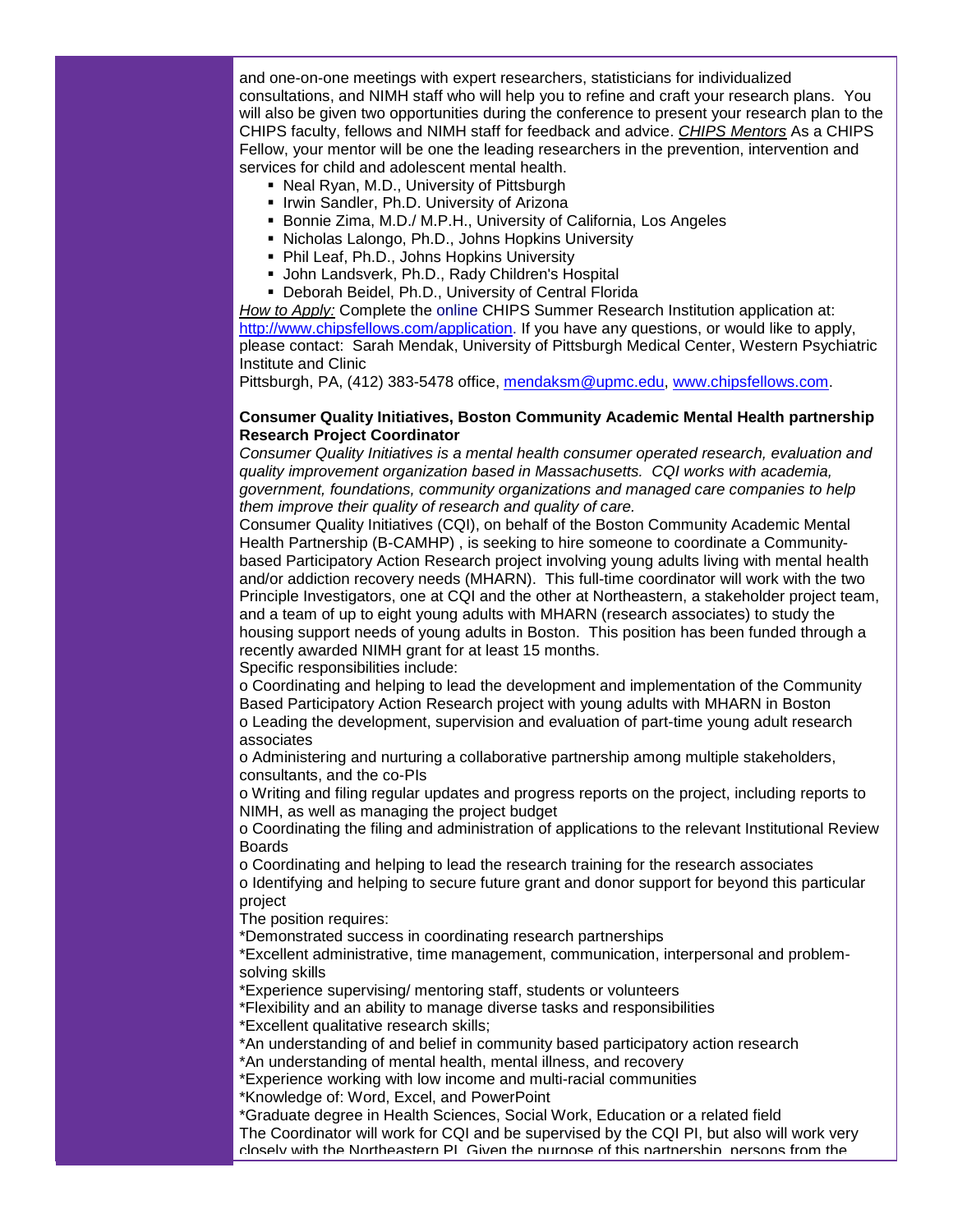and one-on-one meetings with expert researchers, statisticians for individualized consultations, and NIMH staff who will help you to refine and craft your research plans. You will also be given two opportunities during the conference to present your research plan to the CHIPS faculty, fellows and NIMH staff for feedback and advice. *CHIPS Mentors* As a CHIPS Fellow, your mentor will be one the leading researchers in the prevention, intervention and services for child and adolescent mental health.

- Neal Ryan, M.D., University of Pittsburgh
- Irwin Sandler, Ph.D. University of Arizona
- Bonnie Zima, M.D./ M.P.H., University of California, Los Angeles
- Nicholas Lalongo, Ph.D., Johns Hopkins University
- Phil Leaf, Ph.D., Johns Hopkins University
- John Landsverk, Ph.D., Rady Children's Hospital
- Deborah Beidel, Ph.D., University of Central Florida

*How to Apply:* Complete the online CHIPS Summer Research Institution application at: http://www.chipsfellows.com/application. If you have any questions, or would like to apply, please contact: Sarah Mendak, University of Pittsburgh Medical Center, Western Psychiatric Institute and Clinic
Pittsburgh, PA, (412) 383-5478 office, mendaksm@upmc.edu, www.chipsfellows.com.

**Consumer Quality Initiatives, Boston Community Academic Mental Health partnership Research Project Coordinator**

*Consumer Quality Initiatives is a mental health consumer operated research, evaluation and quality improvement organization based in Massachusetts. CQI works with academia, government, foundations, community organizations and managed care companies to help them improve their quality of research and quality of care.*

Consumer Quality Initiatives (CQI), on behalf of the Boston Community Academic Mental Health Partnership (B-CAMHP) , is seeking to hire someone to coordinate a Community-based Participatory Action Research project involving young adults living with mental health and/or addiction recovery needs (MHARN). This full-time coordinator will work with the two Principle Investigators, one at CQI and the other at Northeastern, a stakeholder project team, and a team of up to eight young adults with MHARN (research associates) to study the housing support needs of young adults in Boston. This position has been funded through a recently awarded NIMH grant for at least 15 months.

Specific responsibilities include:

o Coordinating and helping to lead the development and implementation of the Community Based Participatory Action Research project with young adults with MHARN in Boston
o Leading the development, supervision and evaluation of part-time young adult research associates
o Administering and nurturing a collaborative partnership among multiple stakeholders, consultants, and the co-PIs
o Writing and filing regular updates and progress reports on the project, including reports to NIMH, as well as managing the project budget
o Coordinating the filing and administration of applications to the relevant Institutional Review Boards
o Coordinating and helping to lead the research training for the research associates
o Identifying and helping to secure future grant and donor support for beyond this particular project

The position requires:

*Demonstrated success in coordinating research partnerships
*Excellent administrative, time management, communication, interpersonal and problem-solving skills
*Experience supervising/ mentoring staff, students or volunteers
*Flexibility and an ability to manage diverse tasks and responsibilities
*Excellent qualitative research skills;
*An understanding of and belief in community based participatory action research
*An understanding of mental health, mental illness, and recovery
*Experience working with low income and multi-racial communities
*Knowledge of: Word, Excel, and PowerPoint
*Graduate degree in Health Sciences, Social Work, Education or a related field

The Coordinator will work for CQI and be supervised by the CQI PI, but also will work very closely with the Northeastern PI. Given the purpose of this partnership, persons from the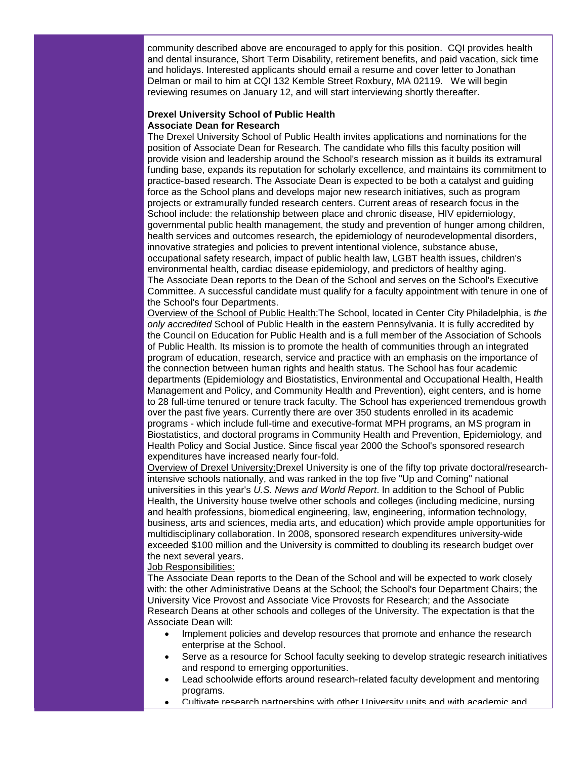community described above are encouraged to apply for this position. CQI provides health and dental insurance, Short Term Disability, retirement benefits, and paid vacation, sick time and holidays. Interested applicants should email a resume and cover letter to Jonathan Delman or mail to him at CQI 132 Kemble Street Roxbury, MA 02119. We will begin reviewing resumes on January 12, and will start interviewing shortly thereafter.

**Drexel University School of Public Health**
**Associate Dean for Research**

The Drexel University School of Public Health invites applications and nominations for the position of Associate Dean for Research. The candidate who fills this faculty position will provide vision and leadership around the School's research mission as it builds its extramural funding base, expands its reputation for scholarly excellence, and maintains its commitment to practice-based research. The Associate Dean is expected to be both a catalyst and guiding force as the School plans and develops major new research initiatives, such as program projects or extramurally funded research centers. Current areas of research focus in the School include: the relationship between place and chronic disease, HIV epidemiology, governmental public health management, the study and prevention of hunger among children, health services and outcomes research, the epidemiology of neurodevelopmental disorders, innovative strategies and policies to prevent intentional violence, substance abuse, occupational safety research, impact of public health law, LGBT health issues, children's environmental health, cardiac disease epidemiology, and predictors of healthy aging.
The Associate Dean reports to the Dean of the School and serves on the School's Executive Committee. A successful candidate must qualify for a faculty appointment with tenure in one of the School's four Departments.

Overview of the School of Public Health:The School, located in Center City Philadelphia, is *the only accredited* School of Public Health in the eastern Pennsylvania. It is fully accredited by the Council on Education for Public Health and is a full member of the Association of Schools of Public Health. Its mission is to promote the health of communities through an integrated program of education, research, service and practice with an emphasis on the importance of the connection between human rights and health status. The School has four academic departments (Epidemiology and Biostatistics, Environmental and Occupational Health, Health Management and Policy, and Community Health and Prevention), eight centers, and is home to 28 full-time tenured or tenure track faculty. The School has experienced tremendous growth over the past five years. Currently there are over 350 students enrolled in its academic programs - which include full-time and executive-format MPH programs, an MS program in Biostatistics, and doctoral programs in Community Health and Prevention, Epidemiology, and Health Policy and Social Justice. Since fiscal year 2000 the School's sponsored research expenditures have increased nearly four-fold.

Overview of Drexel University:Drexel University is one of the fifty top private doctoral/research-intensive schools nationally, and was ranked in the top five "Up and Coming" national universities in this year's *U.S. News and World Report*. In addition to the School of Public Health, the University house twelve other schools and colleges (including medicine, nursing and health professions, biomedical engineering, law, engineering, information technology, business, arts and sciences, media arts, and education) which provide ample opportunities for multidisciplinary collaboration. In 2008, sponsored research expenditures university-wide exceeded $100 million and the University is committed to doubling its research budget over the next several years.

Job Responsibilities:

The Associate Dean reports to the Dean of the School and will be expected to work closely with: the other Administrative Deans at the School; the School's four Department Chairs; the University Vice Provost and Associate Vice Provosts for Research; and the Associate Research Deans at other schools and colleges of the University. The expectation is that the Associate Dean will:

- Implement policies and develop resources that promote and enhance the research enterprise at the School.
- Serve as a resource for School faculty seeking to develop strategic research initiatives and respond to emerging opportunities.
- Lead schoolwide efforts around research-related faculty development and mentoring programs.
- Cultivate research partnerships with other University units and with academic and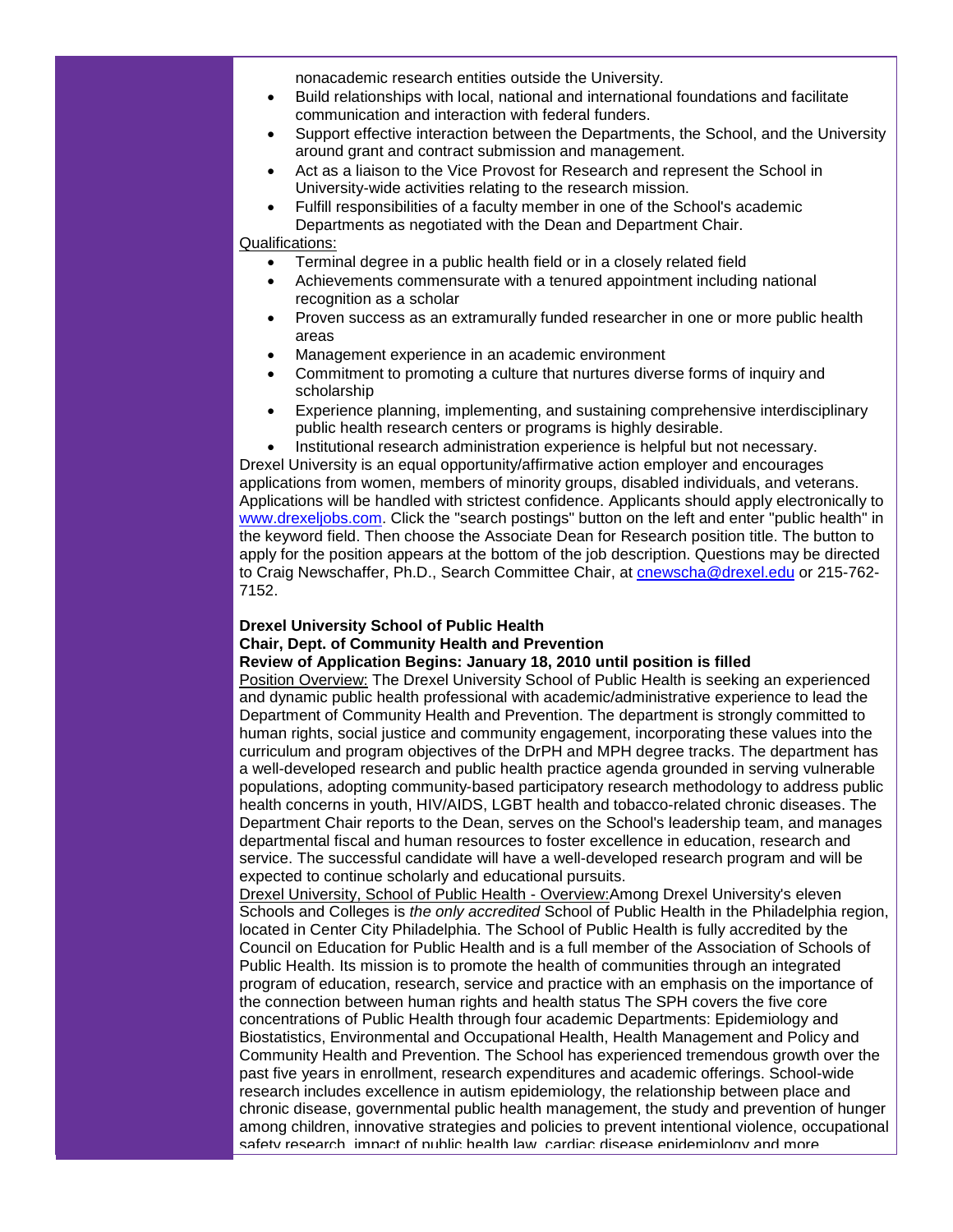nonacademic research entities outside the University.

- Build relationships with local, national and international foundations and facilitate communication and interaction with federal funders.
- Support effective interaction between the Departments, the School, and the University around grant and contract submission and management.
- Act as a liaison to the Vice Provost for Research and represent the School in University-wide activities relating to the research mission.
- Fulfill responsibilities of a faculty member in one of the School's academic Departments as negotiated with the Dean and Department Chair.

Qualifications:

- Terminal degree in a public health field or in a closely related field
- Achievements commensurate with a tenured appointment including national recognition as a scholar
- Proven success as an extramurally funded researcher in one or more public health areas
- Management experience in an academic environment
- Commitment to promoting a culture that nurtures diverse forms of inquiry and scholarship
- Experience planning, implementing, and sustaining comprehensive interdisciplinary public health research centers or programs is highly desirable.
- Institutional research administration experience is helpful but not necessary.

Drexel University is an equal opportunity/affirmative action employer and encourages applications from women, members of minority groups, disabled individuals, and veterans. Applications will be handled with strictest confidence. Applicants should apply electronically to www.drexeljobs.com. Click the "search postings" button on the left and enter "public health" in the keyword field. Then choose the Associate Dean for Research position title. The button to apply for the position appears at the bottom of the job description. Questions may be directed to Craig Newschaffer, Ph.D., Search Committee Chair, at cnewscha@drexel.edu or 215-762-7152.

**Drexel University School of Public Health**
**Chair, Dept. of Community Health and Prevention**
**Review of Application Begins: January 18, 2010 until position is filled**

Position Overview: The Drexel University School of Public Health is seeking an experienced and dynamic public health professional with academic/administrative experience to lead the Department of Community Health and Prevention. The department is strongly committed to human rights, social justice and community engagement, incorporating these values into the curriculum and program objectives of the DrPH and MPH degree tracks. The department has a well-developed research and public health practice agenda grounded in serving vulnerable populations, adopting community-based participatory research methodology to address public health concerns in youth, HIV/AIDS, LGBT health and tobacco-related chronic diseases. The Department Chair reports to the Dean, serves on the School's leadership team, and manages departmental fiscal and human resources to foster excellence in education, research and service. The successful candidate will have a well-developed research program and will be expected to continue scholarly and educational pursuits.

Drexel University, School of Public Health - Overview:Among Drexel University's eleven Schools and Colleges is *the only accredited* School of Public Health in the Philadelphia region, located in Center City Philadelphia. The School of Public Health is fully accredited by the Council on Education for Public Health and is a full member of the Association of Schools of Public Health. Its mission is to promote the health of communities through an integrated program of education, research, service and practice with an emphasis on the importance of the connection between human rights and health status The SPH covers the five core concentrations of Public Health through four academic Departments: Epidemiology and Biostatistics, Environmental and Occupational Health, Health Management and Policy and Community Health and Prevention. The School has experienced tremendous growth over the past five years in enrollment, research expenditures and academic offerings. School-wide research includes excellence in autism epidemiology, the relationship between place and chronic disease, governmental public health management, the study and prevention of hunger among children, innovative strategies and policies to prevent intentional violence, occupational safety research, impact of public health law, cardiac disease epidemiology and more.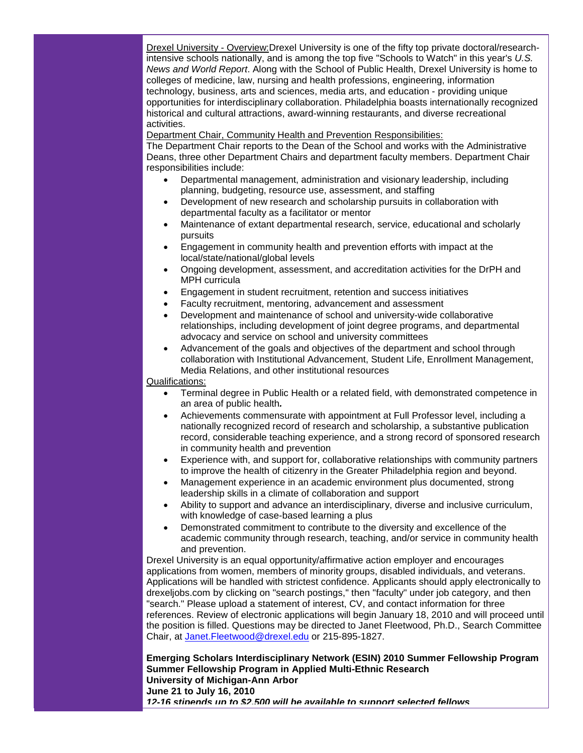Drexel University - Overview:Drexel University is one of the fifty top private doctoral/research-intensive schools nationally, and is among the top five "Schools to Watch" in this year's *U.S. News and World Report*. Along with the School of Public Health, Drexel University is home to colleges of medicine, law, nursing and health professions, engineering, information technology, business, arts and sciences, media arts, and education - providing unique opportunities for interdisciplinary collaboration. Philadelphia boasts internationally recognized historical and cultural attractions, award-winning restaurants, and diverse recreational activities.

Department Chair, Community Health and Prevention Responsibilities:

The Department Chair reports to the Dean of the School and works with the Administrative Deans, three other Department Chairs and department faculty members. Department Chair responsibilities include:

- Departmental management, administration and visionary leadership, including planning, budgeting, resource use, assessment, and staffing
- Development of new research and scholarship pursuits in collaboration with departmental faculty as a facilitator or mentor
- Maintenance of extant departmental research, service, educational and scholarly pursuits
- Engagement in community health and prevention efforts with impact at the local/state/national/global levels
- Ongoing development, assessment, and accreditation activities for the DrPH and MPH curricula
- Engagement in student recruitment, retention and success initiatives
- Faculty recruitment, mentoring, advancement and assessment
- Development and maintenance of school and university-wide collaborative relationships, including development of joint degree programs, and departmental advocacy and service on school and university committees
- Advancement of the goals and objectives of the department and school through collaboration with Institutional Advancement, Student Life, Enrollment Management, Media Relations, and other institutional resources

Qualifications:

- Terminal degree in Public Health or a related field, with demonstrated competence in an area of public health**.**
- Achievements commensurate with appointment at Full Professor level, including a nationally recognized record of research and scholarship, a substantive publication record, considerable teaching experience, and a strong record of sponsored research in community health and prevention
- Experience with, and support for, collaborative relationships with community partners to improve the health of citizenry in the Greater Philadelphia region and beyond.
- Management experience in an academic environment plus documented, strong leadership skills in a climate of collaboration and support
- Ability to support and advance an interdisciplinary, diverse and inclusive curriculum, with knowledge of case-based learning a plus
- Demonstrated commitment to contribute to the diversity and excellence of the academic community through research, teaching, and/or service in community health and prevention.

Drexel University is an equal opportunity/affirmative action employer and encourages applications from women, members of minority groups, disabled individuals, and veterans. Applications will be handled with strictest confidence. Applicants should apply electronically to drexeljobs.com by clicking on "search postings," then "faculty" under job category, and then "search." Please upload a statement of interest, CV, and contact information for three references. Review of electronic applications will begin January 18, 2010 and will proceed until the position is filled. Questions may be directed to Janet Fleetwood, Ph.D., Search Committee Chair, at Janet.Fleetwood@drexel.edu or 215-895-1827.

**Emerging Scholars Interdisciplinary Network (ESIN) 2010 Summer Fellowship Program**
**Summer Fellowship Program in Applied Multi-Ethnic Research**
**University of Michigan-Ann Arbor**
**June 21 to July 16, 2010**
***12-16 stipends up to $2,500 will be available to support selected fellows***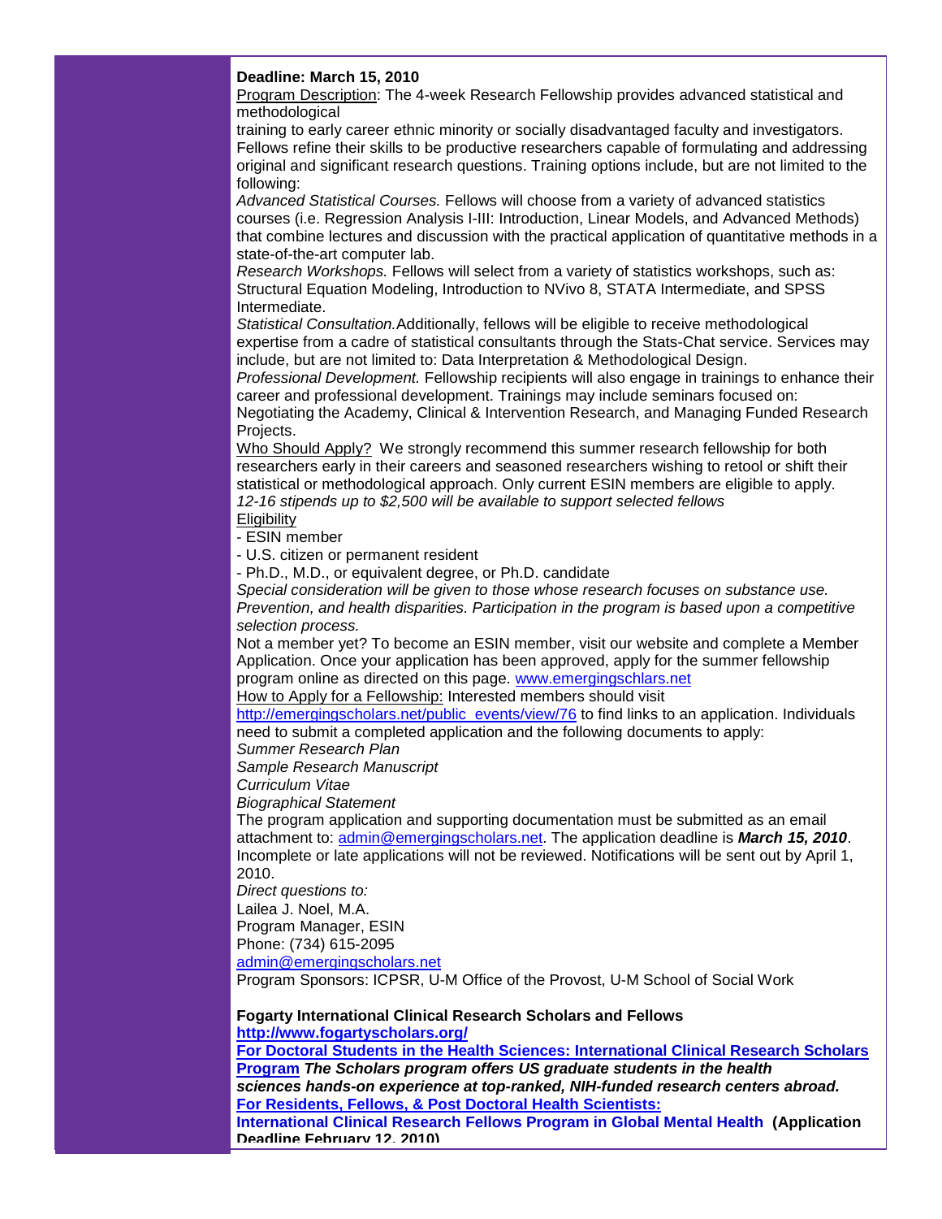**Deadline: March 15, 2010**

Program Description: The 4-week Research Fellowship provides advanced statistical and methodological training to early career ethnic minority or socially disadvantaged faculty and investigators. Fellows refine their skills to be productive researchers capable of formulating and addressing original and significant research questions. Training options include, but are not limited to the following:

*Advanced Statistical Courses.* Fellows will choose from a variety of advanced statistics courses (i.e. Regression Analysis I-III: Introduction, Linear Models, and Advanced Methods) that combine lectures and discussion with the practical application of quantitative methods in a state-of-the-art computer lab.

*Research Workshops.* Fellows will select from a variety of statistics workshops, such as: Structural Equation Modeling, Introduction to NVivo 8, STATA Intermediate, and SPSS Intermediate.

*Statistical Consultation.* Additionally, fellows will be eligible to receive methodological expertise from a cadre of statistical consultants through the Stats-Chat service. Services may include, but are not limited to: Data Interpretation & Methodological Design.

*Professional Development.* Fellowship recipients will also engage in trainings to enhance their career and professional development. Trainings may include seminars focused on: Negotiating the Academy, Clinical & Intervention Research, and Managing Funded Research Projects.

Who Should Apply? We strongly recommend this summer research fellowship for both researchers early in their careers and seasoned researchers wishing to retool or shift their statistical or methodological approach. Only current ESIN members are eligible to apply.

*12-16 stipends up to $2,500 will be available to support selected fellows*

Eligibility

- ESIN member
- U.S. citizen or permanent resident
- Ph.D., M.D., or equivalent degree, or Ph.D. candidate

*Special consideration will be given to those whose research focuses on substance use. Prevention, and health disparities. Participation in the program is based upon a competitive selection process.*

Not a member yet? To become an ESIN member, visit our website and complete a Member Application. Once your application has been approved, apply for the summer fellowship program online as directed on this page. www.emergingschlars.net

How to Apply for a Fellowship: Interested members should visit http://emergingscholars.net/public_events/view/76 to find links to an application. Individuals need to submit a completed application and the following documents to apply:

*Summer Research Plan*
*Sample Research Manuscript*
*Curriculum Vitae*
*Biographical Statement*

The program application and supporting documentation must be submitted as an email attachment to: admin@emergingscholars.net. The application deadline is ***March 15, 2010***. Incomplete or late applications will not be reviewed. Notifications will be sent out by April 1, 2010.

*Direct questions to:*
Lailea J. Noel, M.A.
Program Manager, ESIN
Phone: (734) 615-2095
admin@emergingscholars.net

Program Sponsors: ICPSR, U-M Office of the Provost, U-M School of Social Work

**Fogarty International Clinical Research Scholars and Fellows**
**http://www.fogartyscholars.org/**
**For Doctoral Students in the Health Sciences: International Clinical Research Scholars Program** ***The Scholars program offers US graduate students in the health sciences hands-on experience at top-ranked, NIH-funded research centers abroad.***
**For Residents, Fellows, & Post Doctoral Health Scientists:**
**International Clinical Research Fellows Program in Global Mental Health (Application Deadline February 12, 2010)**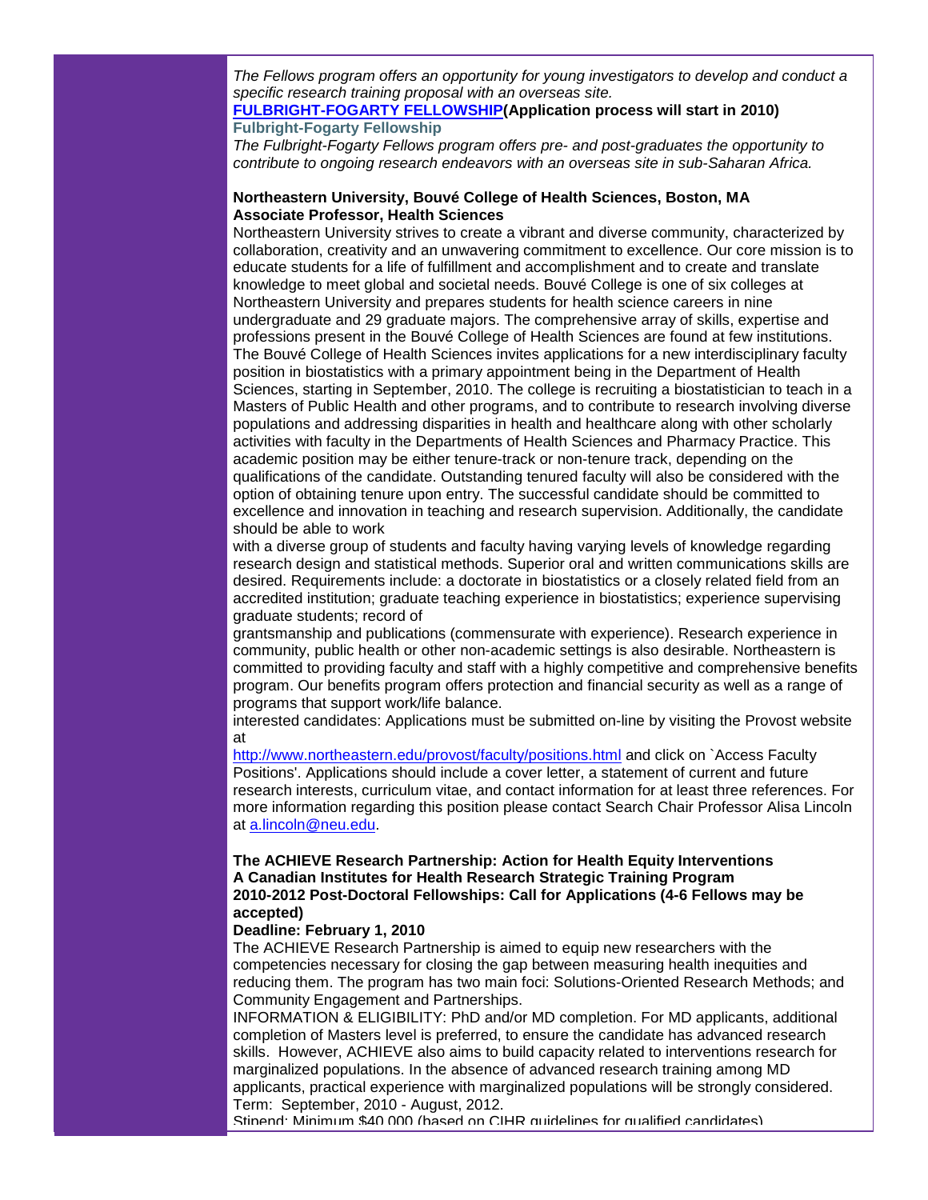*The Fellows program offers an opportunity for young investigators to develop and conduct a specific research training proposal with an overseas site.*

**[FULBRIGHT-FOGARTY FELLOWSHIP](Application process will start in 2010)**

**Fulbright-Fogarty Fellowship**

*The Fulbright-Fogarty Fellows program offers pre- and post-graduates the opportunity to contribute to ongoing research endeavors with an overseas site in sub-Saharan Africa.*

**Northeastern University, Bouvé College of Health Sciences, Boston, MA**
**Associate Professor, Health Sciences**

Northeastern University strives to create a vibrant and diverse community, characterized by collaboration, creativity and an unwavering commitment to excellence. Our core mission is to educate students for a life of fulfillment and accomplishment and to create and translate knowledge to meet global and societal needs. Bouvé College is one of six colleges at Northeastern University and prepares students for health science careers in nine undergraduate and 29 graduate majors. The comprehensive array of skills, expertise and professions present in the Bouvé College of Health Sciences are found at few institutions. The Bouvé College of Health Sciences invites applications for a new interdisciplinary faculty position in biostatistics with a primary appointment being in the Department of Health Sciences, starting in September, 2010. The college is recruiting a biostatistician to teach in a Masters of Public Health and other programs, and to contribute to research involving diverse populations and addressing disparities in health and healthcare along with other scholarly activities with faculty in the Departments of Health Sciences and Pharmacy Practice. This academic position may be either tenure-track or non-tenure track, depending on the qualifications of the candidate. Outstanding tenured faculty will also be considered with the option of obtaining tenure upon entry. The successful candidate should be committed to excellence and innovation in teaching and research supervision. Additionally, the candidate should be able to work
with a diverse group of students and faculty having varying levels of knowledge regarding research design and statistical methods. Superior oral and written communications skills are desired. Requirements include: a doctorate in biostatistics or a closely related field from an accredited institution; graduate teaching experience in biostatistics; experience supervising graduate students; record of
grantsmanship and publications (commensurate with experience). Research experience in community, public health or other non-academic settings is also desirable. Northeastern is committed to providing faculty and staff with a highly competitive and comprehensive benefits program. Our benefits program offers protection and financial security as well as a range of programs that support work/life balance.
interested candidates: Applications must be submitted on-line by visiting the Provost website at
http://www.northeastern.edu/provost/faculty/positions.html and click on `Access Faculty Positions'. Applications should include a cover letter, a statement of current and future research interests, curriculum vitae, and contact information for at least three references. For more information regarding this position please contact Search Chair Professor Alisa Lincoln at a.lincoln@neu.edu.

**The ACHIEVE Research Partnership: Action for Health Equity Interventions**
**A Canadian Institutes for Health Research Strategic Training Program**
**2010-2012 Post-Doctoral Fellowships: Call for Applications (4-6 Fellows may be accepted)**
**Deadline: February 1, 2010**

The ACHIEVE Research Partnership is aimed to equip new researchers with the competencies necessary for closing the gap between measuring health inequities and reducing them. The program has two main foci: Solutions-Oriented Research Methods; and Community Engagement and Partnerships.
INFORMATION & ELIGIBILITY: PhD and/or MD completion. For MD applicants, additional completion of Masters level is preferred, to ensure the candidate has advanced research skills. However, ACHIEVE also aims to build capacity related to interventions research for marginalized populations. In the absence of advanced research training among MD applicants, practical experience with marginalized populations will be strongly considered.
Term: September, 2010 - August, 2012.
Stipend: Minimum $40,000 (based on CIHR guidelines for qualified candidates)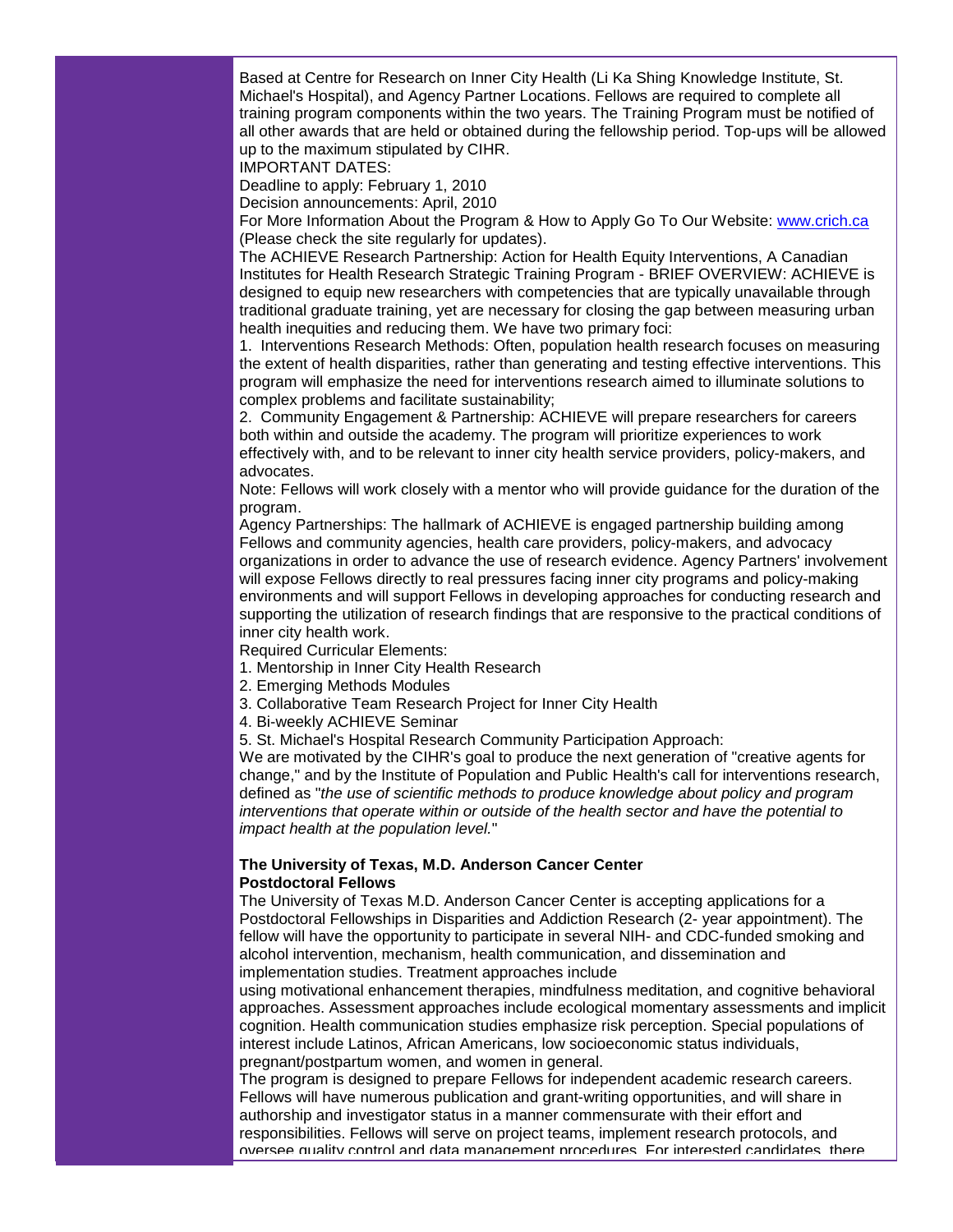Based at Centre for Research on Inner City Health (Li Ka Shing Knowledge Institute, St. Michael's Hospital), and Agency Partner Locations. Fellows are required to complete all training program components within the two years. The Training Program must be notified of all other awards that are held or obtained during the fellowship period. Top-ups will be allowed up to the maximum stipulated by CIHR.

IMPORTANT DATES:

Deadline to apply: February 1, 2010

Decision announcements: April, 2010

For More Information About the Program & How to Apply Go To Our Website: [www.crich.ca](www.crich.ca) (Please check the site regularly for updates).

The ACHIEVE Research Partnership: Action for Health Equity Interventions, A Canadian Institutes for Health Research Strategic Training Program - BRIEF OVERVIEW: ACHIEVE is designed to equip new researchers with competencies that are typically unavailable through traditional graduate training, yet are necessary for closing the gap between measuring urban health inequities and reducing them. We have two primary foci:

1. Interventions Research Methods: Often, population health research focuses on measuring the extent of health disparities, rather than generating and testing effective interventions. This program will emphasize the need for interventions research aimed to illuminate solutions to complex problems and facilitate sustainability;
2. Community Engagement & Partnership: ACHIEVE will prepare researchers for careers both within and outside the academy. The program will prioritize experiences to work effectively with, and to be relevant to inner city health service providers, policy-makers, and advocates.

Note: Fellows will work closely with a mentor who will provide guidance for the duration of the program.

Agency Partnerships: The hallmark of ACHIEVE is engaged partnership building among Fellows and community agencies, health care providers, policy-makers, and advocacy organizations in order to advance the use of research evidence. Agency Partners' involvement will expose Fellows directly to real pressures facing inner city programs and policy-making environments and will support Fellows in developing approaches for conducting research and supporting the utilization of research findings that are responsive to the practical conditions of inner city health work.

Required Curricular Elements:

1. Mentorship in Inner City Health Research
2. Emerging Methods Modules
3. Collaborative Team Research Project for Inner City Health
4. Bi-weekly ACHIEVE Seminar
5. St. Michael's Hospital Research Community Participation Approach:

We are motivated by the CIHR's goal to produce the next generation of "creative agents for change," and by the Institute of Population and Public Health's call for interventions research, defined as "*the use of scientific methods to produce knowledge about policy and program interventions that operate within or outside of the health sector and have the potential to impact health at the population level.*"

**The University of Texas, M.D. Anderson Cancer Center**
**Postdoctoral Fellows**

The University of Texas M.D. Anderson Cancer Center is accepting applications for a Postdoctoral Fellowships in Disparities and Addiction Research (2- year appointment). The fellow will have the opportunity to participate in several NIH- and CDC-funded smoking and alcohol intervention, mechanism, health communication, and dissemination and implementation studies. Treatment approaches include using motivational enhancement therapies, mindfulness meditation, and cognitive behavioral approaches. Assessment approaches include ecological momentary assessments and implicit cognition. Health communication studies emphasize risk perception. Special populations of interest include Latinos, African Americans, low socioeconomic status individuals, pregnant/postpartum women, and women in general.

The program is designed to prepare Fellows for independent academic research careers. Fellows will have numerous publication and grant-writing opportunities, and will share in authorship and investigator status in a manner commensurate with their effort and responsibilities. Fellows will serve on project teams, implement research protocols, and oversee quality control and data management procedures. For interested candidates, there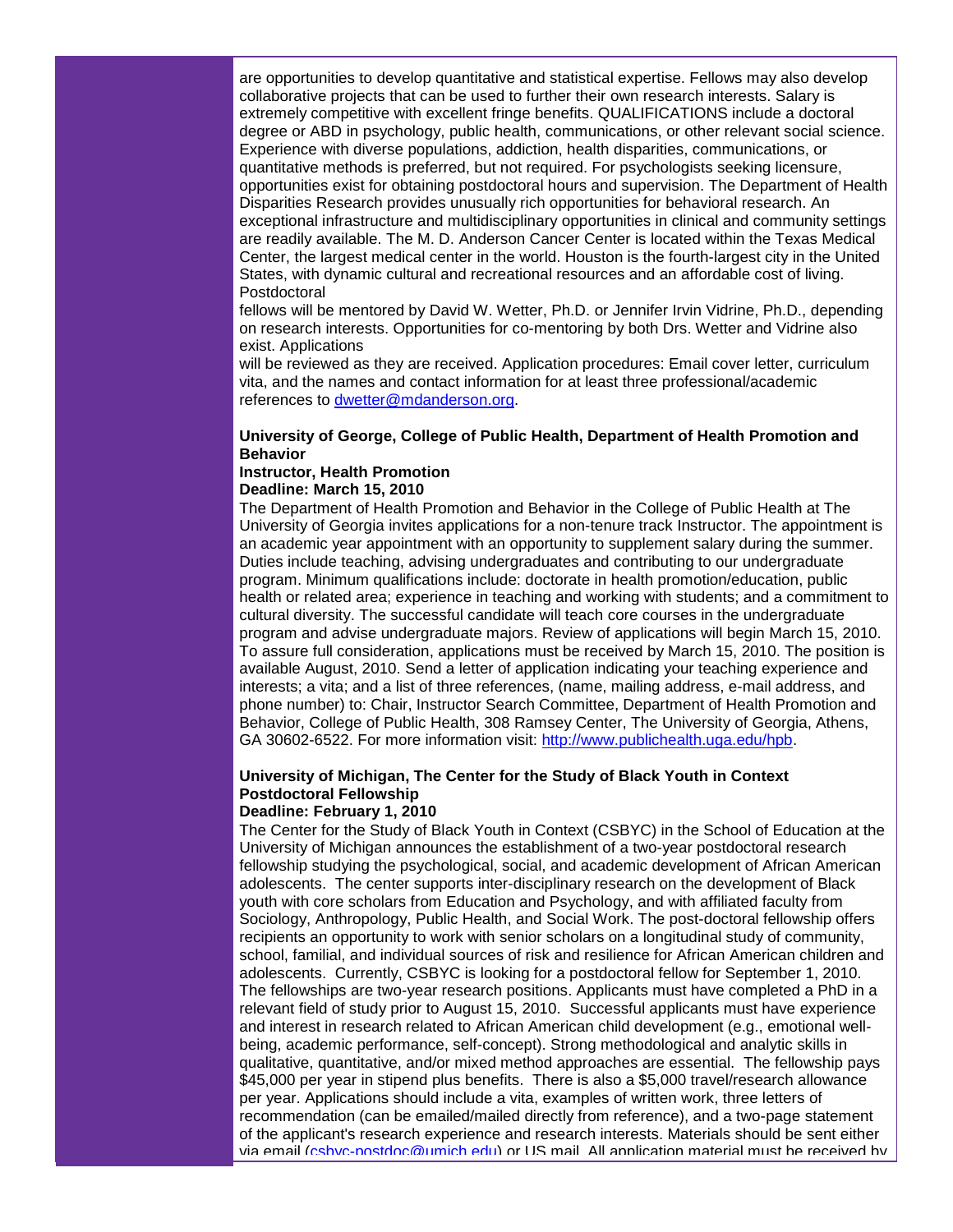are opportunities to develop quantitative and statistical expertise. Fellows may also develop collaborative projects that can be used to further their own research interests. Salary is extremely competitive with excellent fringe benefits. QUALIFICATIONS include a doctoral degree or ABD in psychology, public health, communications, or other relevant social science. Experience with diverse populations, addiction, health disparities, communications, or quantitative methods is preferred, but not required. For psychologists seeking licensure, opportunities exist for obtaining postdoctoral hours and supervision. The Department of Health Disparities Research provides unusually rich opportunities for behavioral research. An exceptional infrastructure and multidisciplinary opportunities in clinical and community settings are readily available. The M. D. Anderson Cancer Center is located within the Texas Medical Center, the largest medical center in the world. Houston is the fourth-largest city in the United States, with dynamic cultural and recreational resources and an affordable cost of living. Postdoctoral fellows will be mentored by David W. Wetter, Ph.D. or Jennifer Irvin Vidrine, Ph.D., depending on research interests. Opportunities for co-mentoring by both Drs. Wetter and Vidrine also exist. Applications will be reviewed as they are received. Application procedures: Email cover letter, curriculum vita, and the names and contact information for at least three professional/academic references to dwetter@mdanderson.org.

**University of George, College of Public Health, Department of Health Promotion and Behavior**
**Instructor, Health Promotion**
**Deadline: March 15, 2010**

The Department of Health Promotion and Behavior in the College of Public Health at The University of Georgia invites applications for a non-tenure track Instructor. The appointment is an academic year appointment with an opportunity to supplement salary during the summer. Duties include teaching, advising undergraduates and contributing to our undergraduate program. Minimum qualifications include: doctorate in health promotion/education, public health or related area; experience in teaching and working with students; and a commitment to cultural diversity. The successful candidate will teach core courses in the undergraduate program and advise undergraduate majors. Review of applications will begin March 15, 2010. To assure full consideration, applications must be received by March 15, 2010. The position is available August, 2010. Send a letter of application indicating your teaching experience and interests; a vita; and a list of three references, (name, mailing address, e-mail address, and phone number) to: Chair, Instructor Search Committee, Department of Health Promotion and Behavior, College of Public Health, 308 Ramsey Center, The University of Georgia, Athens, GA 30602-6522. For more information visit: http://www.publichealth.uga.edu/hpb.

**University of Michigan, The Center for the Study of Black Youth in Context**
**Postdoctoral Fellowship**
**Deadline: February 1, 2010**

The Center for the Study of Black Youth in Context (CSBYC) in the School of Education at the University of Michigan announces the establishment of a two-year postdoctoral research fellowship studying the psychological, social, and academic development of African American adolescents. The center supports inter-disciplinary research on the development of Black youth with core scholars from Education and Psychology, and with affiliated faculty from Sociology, Anthropology, Public Health, and Social Work. The post-doctoral fellowship offers recipients an opportunity to work with senior scholars on a longitudinal study of community, school, familial, and individual sources of risk and resilience for African American children and adolescents. Currently, CSBYC is looking for a postdoctoral fellow for September 1, 2010. The fellowships are two-year research positions. Applicants must have completed a PhD in a relevant field of study prior to August 15, 2010. Successful applicants must have experience and interest in research related to African American child development (e.g., emotional well-being, academic performance, self-concept). Strong methodological and analytic skills in qualitative, quantitative, and/or mixed method approaches are essential. The fellowship pays $45,000 per year in stipend plus benefits. There is also a $5,000 travel/research allowance per year. Applications should include a vita, examples of written work, three letters of recommendation (can be emailed/mailed directly from reference), and a two-page statement of the applicant's research experience and research interests. Materials should be sent either via email (csbyc-postdoc@umich.edu) or US mail. All application material must be received by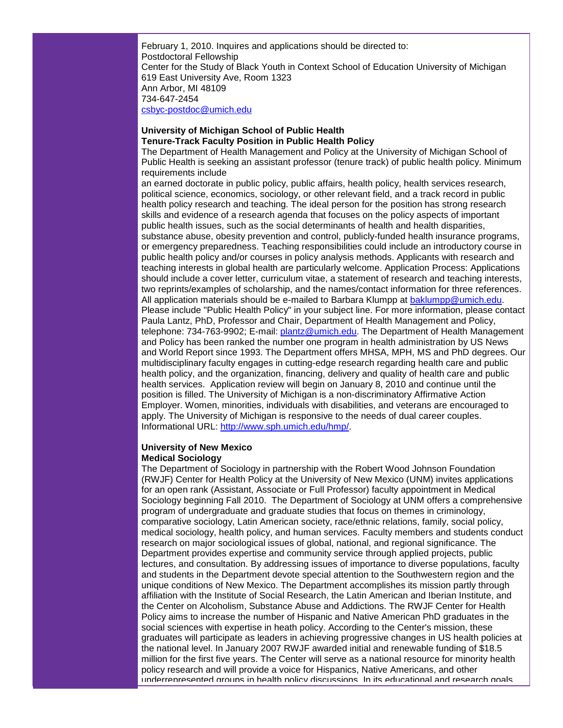February 1, 2010. Inquires and applications should be directed to:
Postdoctoral Fellowship
Center for the Study of Black Youth in Context School of Education University of Michigan
619 East University Ave, Room 1323
Ann Arbor, MI 48109
734-647-2454
csbyc-postdoc@umich.edu

**University of Michigan School of Public Health**
**Tenure-Track Faculty Position in Public Health Policy**

The Department of Health Management and Policy at the University of Michigan School of Public Health is seeking an assistant professor (tenure track) of public health policy. Minimum requirements include
an earned doctorate in public policy, public affairs, health policy, health services research, political science, economics, sociology, or other relevant field, and a track record in public health policy research and teaching. The ideal person for the position has strong research skills and evidence of a research agenda that focuses on the policy aspects of important public health issues, such as the social determinants of health and health disparities, substance abuse, obesity prevention and control, publicly-funded health insurance programs, or emergency preparedness. Teaching responsibilities could include an introductory course in public health policy and/or courses in policy analysis methods. Applicants with research and teaching interests in global health are particularly welcome. Application Process: Applications should include a cover letter, curriculum vitae, a statement of research and teaching interests, two reprints/examples of scholarship, and the names/contact information for three references. All application materials should be e-mailed to Barbara Klumpp at baklumpp@umich.edu. Please include "Public Health Policy" in your subject line. For more information, please contact Paula Lantz, PhD, Professor and Chair, Department of Health Management and Policy, telephone: 734-763-9902; E-mail: plantz@umich.edu. The Department of Health Management and Policy has been ranked the number one program in health administration by US News and World Report since 1993. The Department offers MHSA, MPH, MS and PhD degrees. Our multidisciplinary faculty engages in cutting-edge research regarding health care and public health policy, and the organization, financing, delivery and quality of health care and public health services. Application review will begin on January 8, 2010 and continue until the position is filled. The University of Michigan is a non-discriminatory Affirmative Action Employer. Women, minorities, individuals with disabilities, and veterans are encouraged to apply. The University of Michigan is responsive to the needs of dual career couples. Informational URL: http://www.sph.umich.edu/hmp/.

**University of New Mexico**
**Medical Sociology**

The Department of Sociology in partnership with the Robert Wood Johnson Foundation (RWJF) Center for Health Policy at the University of New Mexico (UNM) invites applications for an open rank (Assistant, Associate or Full Professor) faculty appointment in Medical Sociology beginning Fall 2010. The Department of Sociology at UNM offers a comprehensive program of undergraduate and graduate studies that focus on themes in criminology, comparative sociology, Latin American society, race/ethnic relations, family, social policy, medical sociology, health policy, and human services. Faculty members and students conduct research on major sociological issues of global, national, and regional significance. The Department provides expertise and community service through applied projects, public lectures, and consultation. By addressing issues of importance to diverse populations, faculty and students in the Department devote special attention to the Southwestern region and the unique conditions of New Mexico. The Department accomplishes its mission partly through affiliation with the Institute of Social Research, the Latin American and Iberian Institute, and the Center on Alcoholism, Substance Abuse and Addictions. The RWJF Center for Health Policy aims to increase the number of Hispanic and Native American PhD graduates in the social sciences with expertise in heath policy. According to the Center's mission, these graduates will participate as leaders in achieving progressive changes in US health policies at the national level. In January 2007 RWJF awarded initial and renewable funding of $18.5 million for the first five years. The Center will serve as a national resource for minority health policy research and will provide a voice for Hispanics, Native Americans, and other underrepresented groups in health policy discussions. In its educational and research goals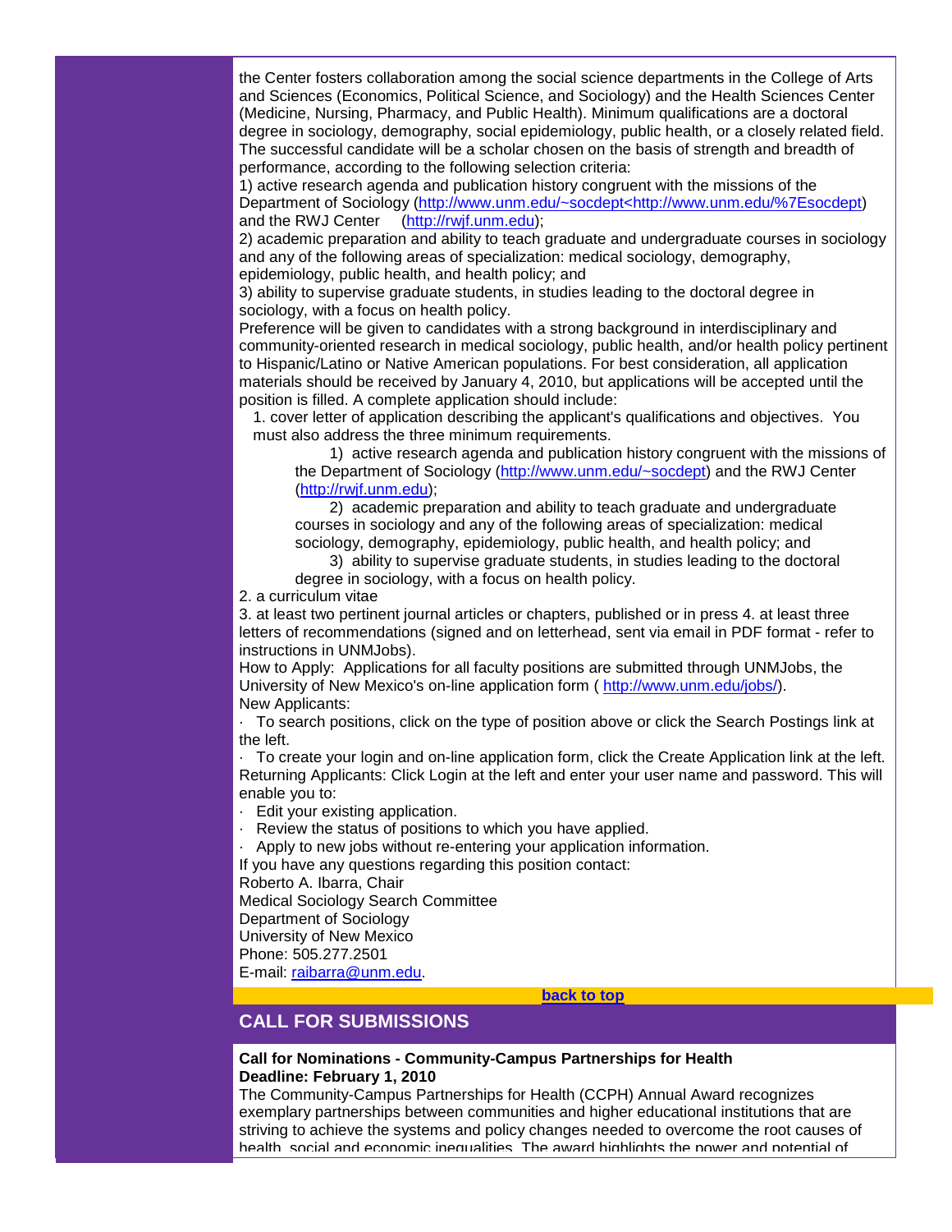the Center fosters collaboration among the social science departments in the College of Arts and Sciences (Economics, Political Science, and Sociology) and the Health Sciences Center (Medicine, Nursing, Pharmacy, and Public Health). Minimum qualifications are a doctoral degree in sociology, demography, social epidemiology, public health, or a closely related field. The successful candidate will be a scholar chosen on the basis of strength and breadth of performance, according to the following selection criteria:

1) active research agenda and publication history congruent with the missions of the Department of Sociology (http://www.unm.edu/~socdept<http://www.unm.edu/%7Esocdept) and the RWJ Center (http://rwjf.unm.edu);

2) academic preparation and ability to teach graduate and undergraduate courses in sociology and any of the following areas of specialization: medical sociology, demography, epidemiology, public health, and health policy; and

3) ability to supervise graduate students, in studies leading to the doctoral degree in sociology, with a focus on health policy.

Preference will be given to candidates with a strong background in interdisciplinary and community-oriented research in medical sociology, public health, and/or health policy pertinent to Hispanic/Latino or Native American populations. For best consideration, all application materials should be received by January 4, 2010, but applications will be accepted until the position is filled. A complete application should include:

1. cover letter of application describing the applicant's qualifications and objectives. You must also address the three minimum requirements.
   - 1) active research agenda and publication history congruent with the missions of the Department of Sociology (http://www.unm.edu/~socdept) and the RWJ Center (http://rwjf.unm.edu);
   - 2) academic preparation and ability to teach graduate and undergraduate courses in sociology and any of the following areas of specialization: medical sociology, demography, epidemiology, public health, and health policy; and
   - 3) ability to supervise graduate students, in studies leading to the doctoral degree in sociology, with a focus on health policy.
2. a curriculum vitae
3. at least two pertinent journal articles or chapters, published or in press 4. at least three letters of recommendations (signed and on letterhead, sent via email in PDF format - refer to instructions in UNMJobs).

How to Apply: Applications for all faculty positions are submitted through UNMJobs, the University of New Mexico's on-line application form ( http://www.unm.edu/jobs/).

New Applicants:

· To search positions, click on the type of position above or click the Search Postings link at the left.

· To create your login and on-line application form, click the Create Application link at the left.

Returning Applicants: Click Login at the left and enter your user name and password. This will enable you to:

· Edit your existing application.

· Review the status of positions to which you have applied.

· Apply to new jobs without re-entering your application information.

If you have any questions regarding this position contact:

Roberto A. Ibarra, Chair
Medical Sociology Search Committee
Department of Sociology
University of New Mexico
Phone: 505.277.2501
E-mail: raibarra@unm.edu.

**back to top**

## CALL FOR SUBMISSIONS

**Call for Nominations - Community-Campus Partnerships for Health**
**Deadline: February 1, 2010**

The Community-Campus Partnerships for Health (CCPH) Annual Award recognizes exemplary partnerships between communities and higher educational institutions that are striving to achieve the systems and policy changes needed to overcome the root causes of health, social and economic inequalities. The award highlights the power and potential of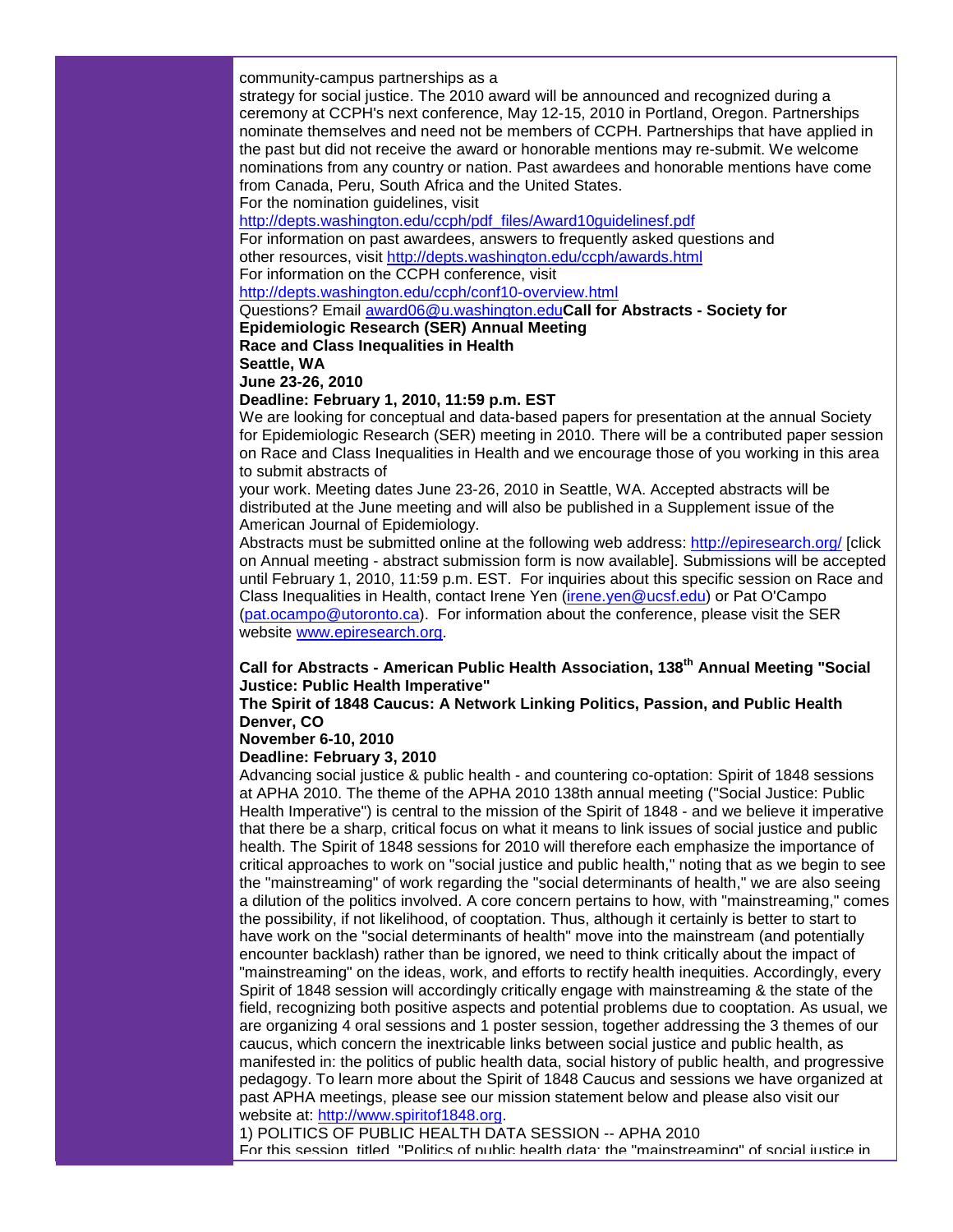community-campus partnerships as a
strategy for social justice. The 2010 award will be announced and recognized during a ceremony at CCPH's next conference, May 12-15, 2010 in Portland, Oregon. Partnerships nominate themselves and need not be members of CCPH. Partnerships that have applied in the past but did not receive the award or honorable mentions may re-submit. We welcome nominations from any country or nation. Past awardees and honorable mentions have come from Canada, Peru, South Africa and the United States.
For the nomination guidelines, visit
http://depts.washington.edu/ccph/pdf_files/Award10guidelinesf.pdf
For information on past awardees, answers to frequently asked questions and other resources, visit http://depts.washington.edu/ccph/awards.html
For information on the CCPH conference, visit
http://depts.washington.edu/ccph/conf10-overview.html
Questions? Email award06@u.washington.edu

**Call for Abstracts - Society for Epidemiologic Research (SER) Annual Meeting**
**Race and Class Inequalities in Health**
**Seattle, WA**
**June 23-26, 2010**
**Deadline: February 1, 2010, 11:59 p.m. EST**

We are looking for conceptual and data-based papers for presentation at the annual Society for Epidemiologic Research (SER) meeting in 2010. There will be a contributed paper session on Race and Class Inequalities in Health and we encourage those of you working in this area to submit abstracts of
your work. Meeting dates June 23-26, 2010 in Seattle, WA. Accepted abstracts will be distributed at the June meeting and will also be published in a Supplement issue of the American Journal of Epidemiology.
Abstracts must be submitted online at the following web address: http://epiresearch.org/ [click on Annual meeting - abstract submission form is now available]. Submissions will be accepted until February 1, 2010, 11:59 p.m. EST. For inquiries about this specific session on Race and Class Inequalities in Health, contact Irene Yen (irene.yen@ucsf.edu) or Pat O'Campo (pat.ocampo@utoronto.ca). For information about the conference, please visit the SER website www.epiresearch.org.

**Call for Abstracts - American Public Health Association, 138th Annual Meeting "Social Justice: Public Health Imperative"**
**The Spirit of 1848 Caucus: A Network Linking Politics, Passion, and Public Health**
**Denver, CO**
**November 6-10, 2010**
**Deadline: February 3, 2010**

Advancing social justice & public health - and countering co-optation: Spirit of 1848 sessions at APHA 2010. The theme of the APHA 2010 138th annual meeting ("Social Justice: Public Health Imperative") is central to the mission of the Spirit of 1848 - and we believe it imperative that there be a sharp, critical focus on what it means to link issues of social justice and public health. The Spirit of 1848 sessions for 2010 will therefore each emphasize the importance of critical approaches to work on "social justice and public health," noting that as we begin to see the "mainstreaming" of work regarding the "social determinants of health," we are also seeing a dilution of the politics involved. A core concern pertains to how, with "mainstreaming," comes the possibility, if not likelihood, of cooptation. Thus, although it certainly is better to start to have work on the "social determinants of health" move into the mainstream (and potentially encounter backlash) rather than be ignored, we need to think critically about the impact of "mainstreaming" on the ideas, work, and efforts to rectify health inequities. Accordingly, every Spirit of 1848 session will accordingly critically engage with mainstreaming & the state of the field, recognizing both positive aspects and potential problems due to cooptation. As usual, we are organizing 4 oral sessions and 1 poster session, together addressing the 3 themes of our caucus, which concern the inextricable links between social justice and public health, as manifested in: the politics of public health data, social history of public health, and progressive pedagogy. To learn more about the Spirit of 1848 Caucus and sessions we have organized at past APHA meetings, please see our mission statement below and please also visit our website at: http://www.spiritof1848.org.

1) POLITICS OF PUBLIC HEALTH DATA SESSION -- APHA 2010
For this session, titled "Politics of public health data: the "mainstreaming" of social justice in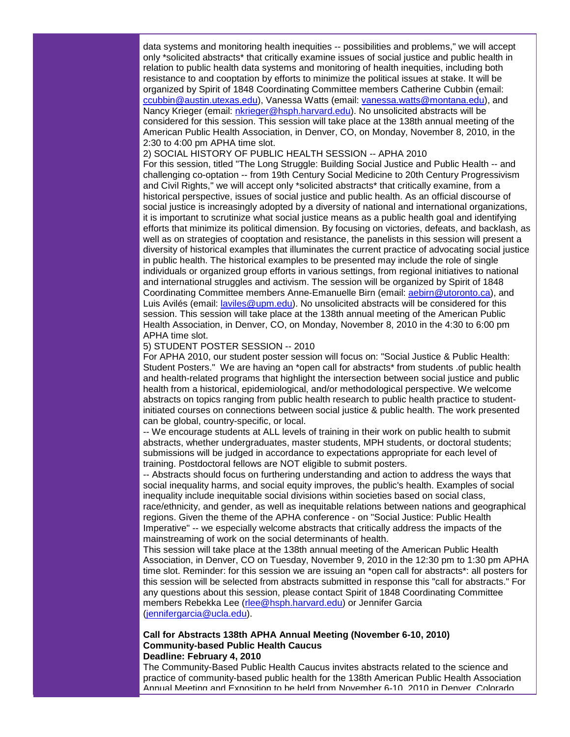data systems and monitoring health inequities -- possibilities and problems," we will accept only *solicited abstracts* that critically examine issues of social justice and public health in relation to public health data systems and monitoring of health inequities, including both resistance to and cooptation by efforts to minimize the political issues at stake. It will be organized by Spirit of 1848 Coordinating Committee members Catherine Cubbin (email: ccubbin@austin.utexas.edu), Vanessa Watts (email: vanessa.watts@montana.edu), and Nancy Krieger (email: nkrieger@hsph.harvard.edu). No unsolicited abstracts will be considered for this session. This session will take place at the 138th annual meeting of the American Public Health Association, in Denver, CO, on Monday, November 8, 2010, in the 2:30 to 4:00 pm APHA time slot.

2) SOCIAL HISTORY OF PUBLIC HEALTH SESSION -- APHA 2010

For this session, titled "The Long Struggle: Building Social Justice and Public Health -- and challenging co-optation -- from 19th Century Social Medicine to 20th Century Progressivism and Civil Rights," we will accept only *solicited abstracts* that critically examine, from a historical perspective, issues of social justice and public health. As an official discourse of social justice is increasingly adopted by a diversity of national and international organizations, it is important to scrutinize what social justice means as a public health goal and identifying efforts that minimize its political dimension. By focusing on victories, defeats, and backlash, as well as on strategies of cooptation and resistance, the panelists in this session will present a diversity of historical examples that illuminates the current practice of advocating social justice in public health. The historical examples to be presented may include the role of single individuals or organized group efforts in various settings, from regional initiatives to national and international struggles and activism. The session will be organized by Spirit of 1848 Coordinating Committee members Anne-Emanuelle Birn (email: aebirn@utoronto.ca), and Luis Avilés (email: laviles@upm.edu). No unsolicited abstracts will be considered for this session. This session will take place at the 138th annual meeting of the American Public Health Association, in Denver, CO, on Monday, November 8, 2010 in the 4:30 to 6:00 pm APHA time slot.

5) STUDENT POSTER SESSION -- 2010

For APHA 2010, our student poster session will focus on: "Social Justice & Public Health: Student Posters." We are having an *open call for abstracts* from students .of public health and health-related programs that highlight the intersection between social justice and public health from a historical, epidemiological, and/or methodological perspective. We welcome abstracts on topics ranging from public health research to public health practice to student-initiated courses on connections between social justice & public health. The work presented can be global, country-specific, or local.

-- We encourage students at ALL levels of training in their work on public health to submit abstracts, whether undergraduates, master students, MPH students, or doctoral students; submissions will be judged in accordance to expectations appropriate for each level of training. Postdoctoral fellows are NOT eligible to submit posters.

-- Abstracts should focus on furthering understanding and action to address the ways that social inequality harms, and social equity improves, the public's health. Examples of social inequality include inequitable social divisions within societies based on social class, race/ethnicity, and gender, as well as inequitable relations between nations and geographical regions. Given the theme of the APHA conference - on "Social Justice: Public Health Imperative" -- we especially welcome abstracts that critically address the impacts of the mainstreaming of work on the social determinants of health.

This session will take place at the 138th annual meeting of the American Public Health Association, in Denver, CO on Tuesday, November 9, 2010 in the 12:30 pm to 1:30 pm APHA time slot. Reminder: for this session we are issuing an *open call for abstracts*: all posters for this session will be selected from abstracts submitted in response this "call for abstracts." For any questions about this session, please contact Spirit of 1848 Coordinating Committee members Rebekka Lee (rlee@hsph.harvard.edu) or Jennifer Garcia (jennifergarcia@ucla.edu).

**Call for Abstracts 138th APHA Annual Meeting (November 6-10, 2010)**
**Community-based Public Health Caucus**
**Deadline: February 4, 2010**

The Community-Based Public Health Caucus invites abstracts related to the science and practice of community-based public health for the 138th American Public Health Association Annual Meeting and Exposition to be held from November 6-10, 2010 in Denver, Colorado.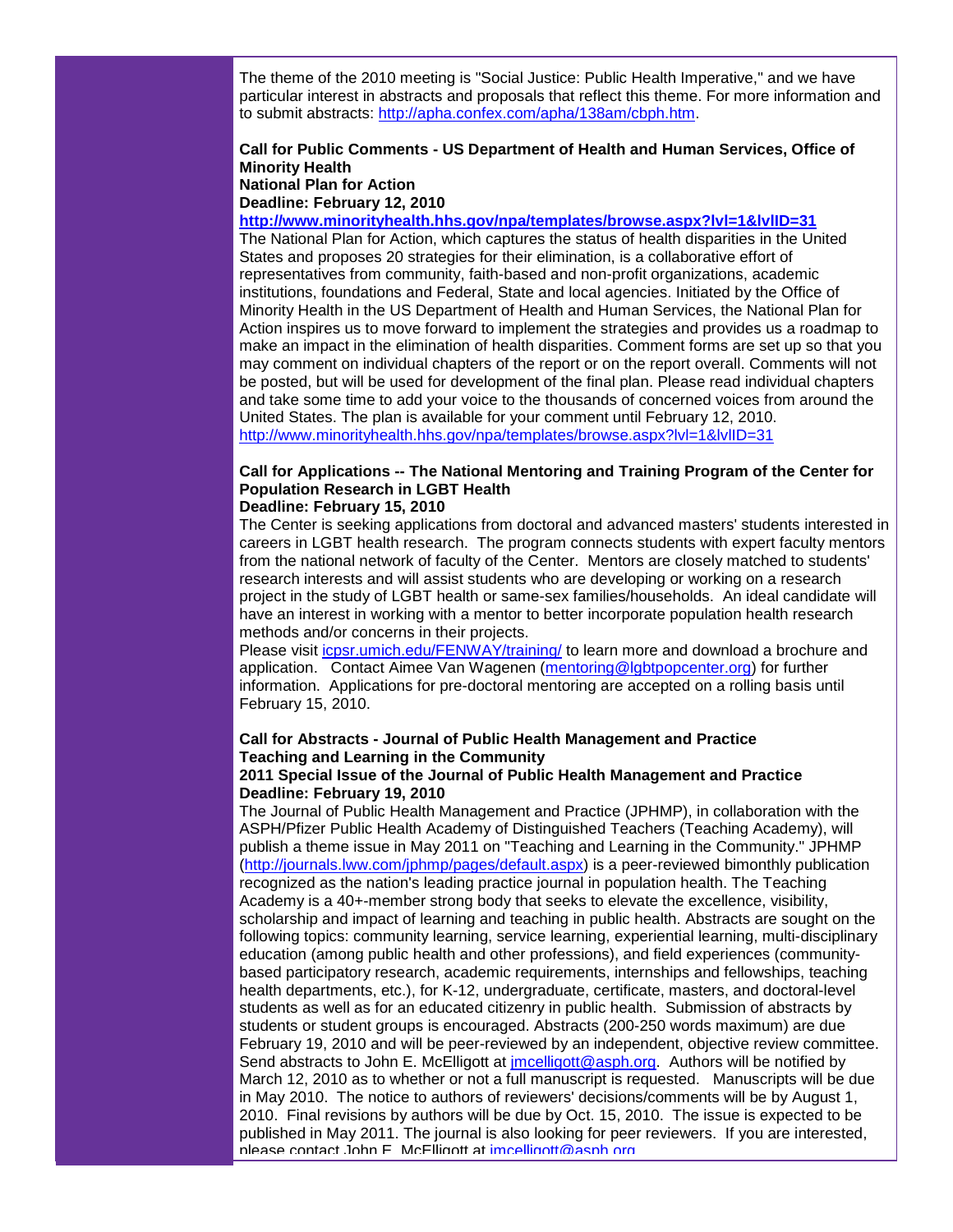The theme of the 2010 meeting is "Social Justice: Public Health Imperative," and we have particular interest in abstracts and proposals that reflect this theme. For more information and to submit abstracts: http://apha.confex.com/apha/138am/cbph.htm.

**Call for Public Comments - US Department of Health and Human Services, Office of Minority Health**
**National Plan for Action**
**Deadline: February 12, 2010**
**http://www.minorityhealth.hhs.gov/npa/templates/browse.aspx?lvl=1&lvlID=31**

The National Plan for Action, which captures the status of health disparities in the United States and proposes 20 strategies for their elimination, is a collaborative effort of representatives from community, faith-based and non-profit organizations, academic institutions, foundations and Federal, State and local agencies. Initiated by the Office of Minority Health in the US Department of Health and Human Services, the National Plan for Action inspires us to move forward to implement the strategies and provides us a roadmap to make an impact in the elimination of health disparities. Comment forms are set up so that you may comment on individual chapters of the report or on the report overall. Comments will not be posted, but will be used for development of the final plan. Please read individual chapters and take some time to add your voice to the thousands of concerned voices from around the United States. The plan is available for your comment until February 12, 2010. http://www.minorityhealth.hhs.gov/npa/templates/browse.aspx?lvl=1&lvlID=31

**Call for Applications -- The National Mentoring and Training Program of the Center for Population Research in LGBT Health**
**Deadline: February 15, 2010**

The Center is seeking applications from doctoral and advanced masters' students interested in careers in LGBT health research. The program connects students with expert faculty mentors from the national network of faculty of the Center. Mentors are closely matched to students' research interests and will assist students who are developing or working on a research project in the study of LGBT health or same-sex families/households. An ideal candidate will have an interest in working with a mentor to better incorporate population health research methods and/or concerns in their projects.

Please visit icpsr.umich.edu/FENWAY/training/ to learn more and download a brochure and application. Contact Aimee Van Wagenen (mentoring@lgbtpopcenter.org) for further information. Applications for pre-doctoral mentoring are accepted on a rolling basis until February 15, 2010.

**Call for Abstracts - Journal of Public Health Management and Practice**
**Teaching and Learning in the Community**
**2011 Special Issue of the Journal of Public Health Management and Practice**
**Deadline: February 19, 2010**

The Journal of Public Health Management and Practice (JPHMP), in collaboration with the ASPH/Pfizer Public Health Academy of Distinguished Teachers (Teaching Academy), will publish a theme issue in May 2011 on "Teaching and Learning in the Community." JPHMP (http://journals.lww.com/jphmp/pages/default.aspx) is a peer-reviewed bimonthly publication recognized as the nation's leading practice journal in population health. The Teaching Academy is a 40+-member strong body that seeks to elevate the excellence, visibility, scholarship and impact of learning and teaching in public health. Abstracts are sought on the following topics: community learning, service learning, experiential learning, multi-disciplinary education (among public health and other professions), and field experiences (community-based participatory research, academic requirements, internships and fellowships, teaching health departments, etc.), for K-12, undergraduate, certificate, masters, and doctoral-level students as well as for an educated citizenry in public health. Submission of abstracts by students or student groups is encouraged. Abstracts (200-250 words maximum) are due February 19, 2010 and will be peer-reviewed by an independent, objective review committee. Send abstracts to John E. McElligott at jmcelligott@asph.org. Authors will be notified by March 12, 2010 as to whether or not a full manuscript is requested. Manuscripts will be due in May 2010. The notice to authors of reviewers' decisions/comments will be by August 1, 2010. Final revisions by authors will be due by Oct. 15, 2010. The issue is expected to be published in May 2011. The journal is also looking for peer reviewers. If you are interested, please contact John E. McElligott at jmcelligott@asph.org.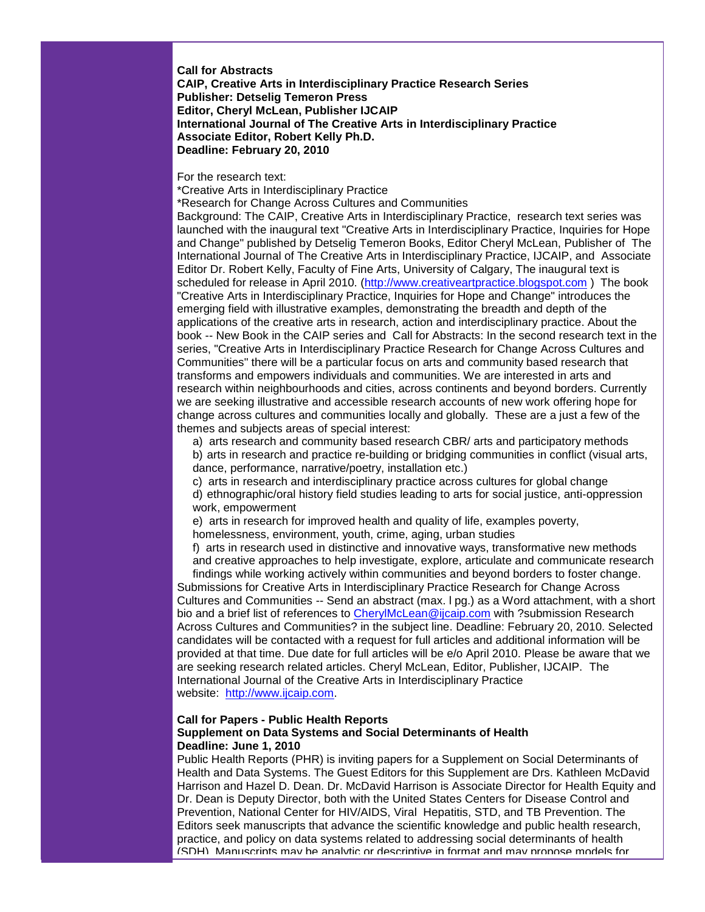**Call for Abstracts**
**CAIP, Creative Arts in Interdisciplinary Practice Research Series**
**Publisher: Detselig Temeron Press**
**Editor, Cheryl McLean, Publisher IJCAIP**
**International Journal of The Creative Arts in Interdisciplinary Practice**
**Associate Editor, Robert Kelly Ph.D.**
**Deadline: February 20, 2010**

For the research text:
*Creative Arts in Interdisciplinary Practice
*Research for Change Across Cultures and Communities
Background: The CAIP, Creative Arts in Interdisciplinary Practice, research text series was launched with the inaugural text "Creative Arts in Interdisciplinary Practice, Inquiries for Hope and Change" published by Detselig Temeron Books, Editor Cheryl McLean, Publisher of The International Journal of The Creative Arts in Interdisciplinary Practice, IJCAIP, and Associate Editor Dr. Robert Kelly, Faculty of Fine Arts, University of Calgary, The inaugural text is scheduled for release in April 2010. (http://www.creativeartpractice.blogspot.com ) The book "Creative Arts in Interdisciplinary Practice, Inquiries for Hope and Change" introduces the emerging field with illustrative examples, demonstrating the breadth and depth of the applications of the creative arts in research, action and interdisciplinary practice. About the book -- New Book in the CAIP series and Call for Abstracts: In the second research text in the series, "Creative Arts in Interdisciplinary Practice Research for Change Across Cultures and Communities" there will be a particular focus on arts and community based research that transforms and empowers individuals and communities. We are interested in arts and research within neighbourhoods and cities, across continents and beyond borders. Currently we are seeking illustrative and accessible research accounts of new work offering hope for change across cultures and communities locally and globally. These are a just a few of the themes and subjects areas of special interest:

a) arts research and community based research CBR/ arts and participatory methods
b) arts in research and practice re-building or bridging communities in conflict (visual arts, dance, performance, narrative/poetry, installation etc.)
c) arts in research and interdisciplinary practice across cultures for global change
d) ethnographic/oral history field studies leading to arts for social justice, anti-oppression work, empowerment
e) arts in research for improved health and quality of life, examples poverty, homelessness, environment, youth, crime, aging, urban studies
f) arts in research used in distinctive and innovative ways, transformative new methods and creative approaches to help investigate, explore, articulate and communicate research findings while working actively within communities and beyond borders to foster change.

Submissions for Creative Arts in Interdisciplinary Practice Research for Change Across Cultures and Communities -- Send an abstract (max. l pg.) as a Word attachment, with a short bio and a brief list of references to CherylMcLean@ijcaip.com with ?submission Research Across Cultures and Communities? in the subject line. Deadline: February 20, 2010. Selected candidates will be contacted with a request for full articles and additional information will be provided at that time. Due date for full articles will be e/o April 2010. Please be aware that we are seeking research related articles. Cheryl McLean, Editor, Publisher, IJCAIP. The International Journal of the Creative Arts in Interdisciplinary Practice website: http://www.ijcaip.com.

**Call for Papers - Public Health Reports**
**Supplement on Data Systems and Social Determinants of Health**
**Deadline: June 1, 2010**
Public Health Reports (PHR) is inviting papers for a Supplement on Social Determinants of Health and Data Systems. The Guest Editors for this Supplement are Drs. Kathleen McDavid Harrison and Hazel D. Dean. Dr. McDavid Harrison is Associate Director for Health Equity and Dr. Dean is Deputy Director, both with the United States Centers for Disease Control and Prevention, National Center for HIV/AIDS, Viral Hepatitis, STD, and TB Prevention. The Editors seek manuscripts that advance the scientific knowledge and public health research, practice, and policy on data systems related to addressing social determinants of health (SDH). Manuscripts may be analytic or descriptive in format and may propose models for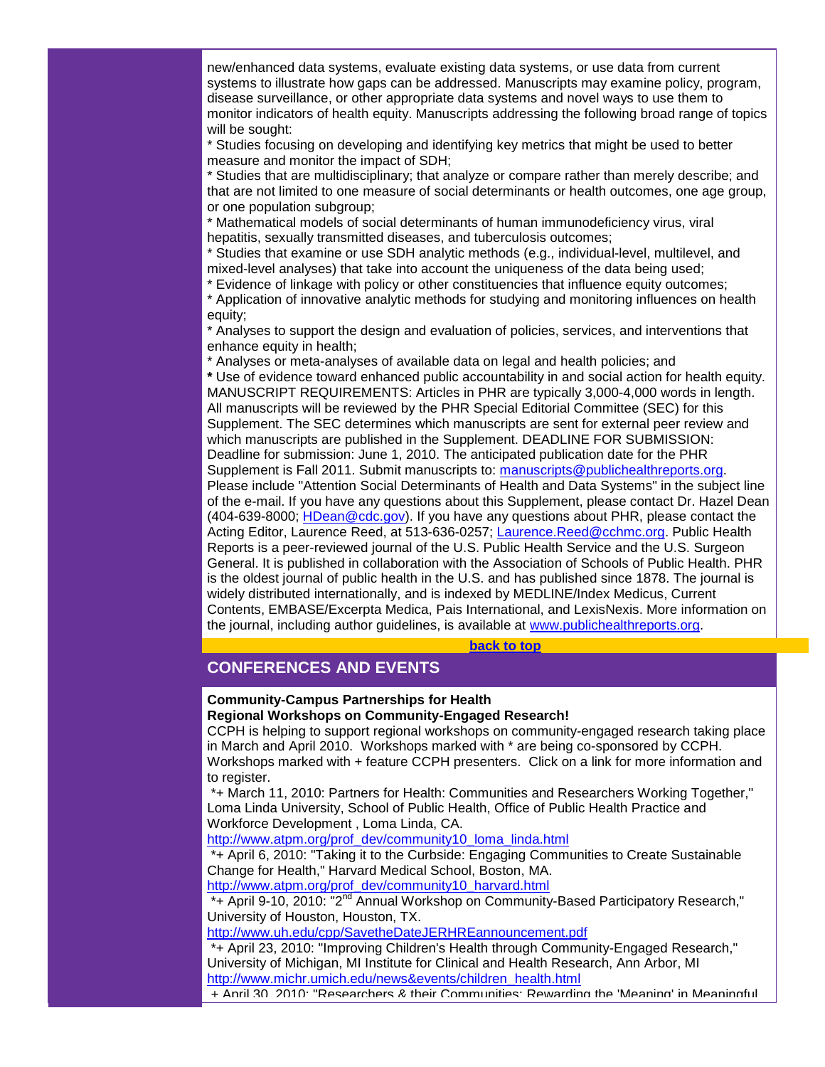new/enhanced data systems, evaluate existing data systems, or use data from current systems to illustrate how gaps can be addressed. Manuscripts may examine policy, program, disease surveillance, or other appropriate data systems and novel ways to use them to monitor indicators of health equity. Manuscripts addressing the following broad range of topics will be sought:

* Studies focusing on developing and identifying key metrics that might be used to better measure and monitor the impact of SDH;
* Studies that are multidisciplinary; that analyze or compare rather than merely describe; and that are not limited to one measure of social determinants or health outcomes, one age group, or one population subgroup;
* Mathematical models of social determinants of human immunodeficiency virus, viral hepatitis, sexually transmitted diseases, and tuberculosis outcomes;
* Studies that examine or use SDH analytic methods (e.g., individual-level, multilevel, and mixed-level analyses) that take into account the uniqueness of the data being used;
* Evidence of linkage with policy or other constituencies that influence equity outcomes;
* Application of innovative analytic methods for studying and monitoring influences on health equity;
* Analyses to support the design and evaluation of policies, services, and interventions that enhance equity in health;
* Analyses or meta-analyses of available data on legal and health policies; and
* Use of evidence toward enhanced public accountability in and social action for health equity.

MANUSCRIPT REQUIREMENTS: Articles in PHR are typically 3,000-4,000 words in length. All manuscripts will be reviewed by the PHR Special Editorial Committee (SEC) for this Supplement. The SEC determines which manuscripts are sent for external peer review and which manuscripts are published in the Supplement. DEADLINE FOR SUBMISSION: Deadline for submission: June 1, 2010. The anticipated publication date for the PHR Supplement is Fall 2011. Submit manuscripts to: [manuscripts@publichealthreports.org](mailto:manuscripts@publichealthreports.org). Please include "Attention Social Determinants of Health and Data Systems" in the subject line of the e-mail. If you have any questions about this Supplement, please contact Dr. Hazel Dean (404-639-8000; [HDean@cdc.gov](mailto:HDean@cdc.gov)). If you have any questions about PHR, please contact the Acting Editor, Laurence Reed, at 513-636-0257; [Laurence.Reed@cchmc.org](mailto:Laurence.Reed@cchmc.org). Public Health Reports is a peer-reviewed journal of the U.S. Public Health Service and the U.S. Surgeon General. It is published in collaboration with the Association of Schools of Public Health. PHR is the oldest journal of public health in the U.S. and has published since 1878. The journal is widely distributed internationally, and is indexed by MEDLINE/Index Medicus, Current Contents, EMBASE/Excerpta Medica, Pais International, and LexisNexis. More information on the journal, including author guidelines, is available at [www.publichealthreports.org](http://www.publichealthreports.org).

**back to top**

## CONFERENCES AND EVENTS

**Community-Campus Partnerships for Health**
**Regional Workshops on Community-Engaged Research!**

CCPH is helping to support regional workshops on community-engaged research taking place in March and April 2010. Workshops marked with * are being co-sponsored by CCPH. Workshops marked with + feature CCPH presenters. Click on a link for more information and to register.

*+ March 11, 2010: Partners for Health: Communities and Researchers Working Together," Loma Linda University, School of Public Health, Office of Public Health Practice and Workforce Development , Loma Linda, CA.
http://www.atpm.org/prof_dev/community10_loma_linda.html

*+ April 6, 2010: "Taking it to the Curbside: Engaging Communities to Create Sustainable Change for Health," Harvard Medical School, Boston, MA.
http://www.atpm.org/prof_dev/community10_harvard.html

*+ April 9-10, 2010: "2nd Annual Workshop on Community-Based Participatory Research," University of Houston, Houston, TX.
http://www.uh.edu/cpp/SavetheDateJERHREannouncement.pdf

*+ April 23, 2010: "Improving Children's Health through Community-Engaged Research," University of Michigan, MI Institute for Clinical and Health Research, Ann Arbor, MI
http://www.michr.umich.edu/news&events/children_health.html

+ April 30, 2010: "Researchers & their Communities: Rewarding the 'Meaning' in Meaningful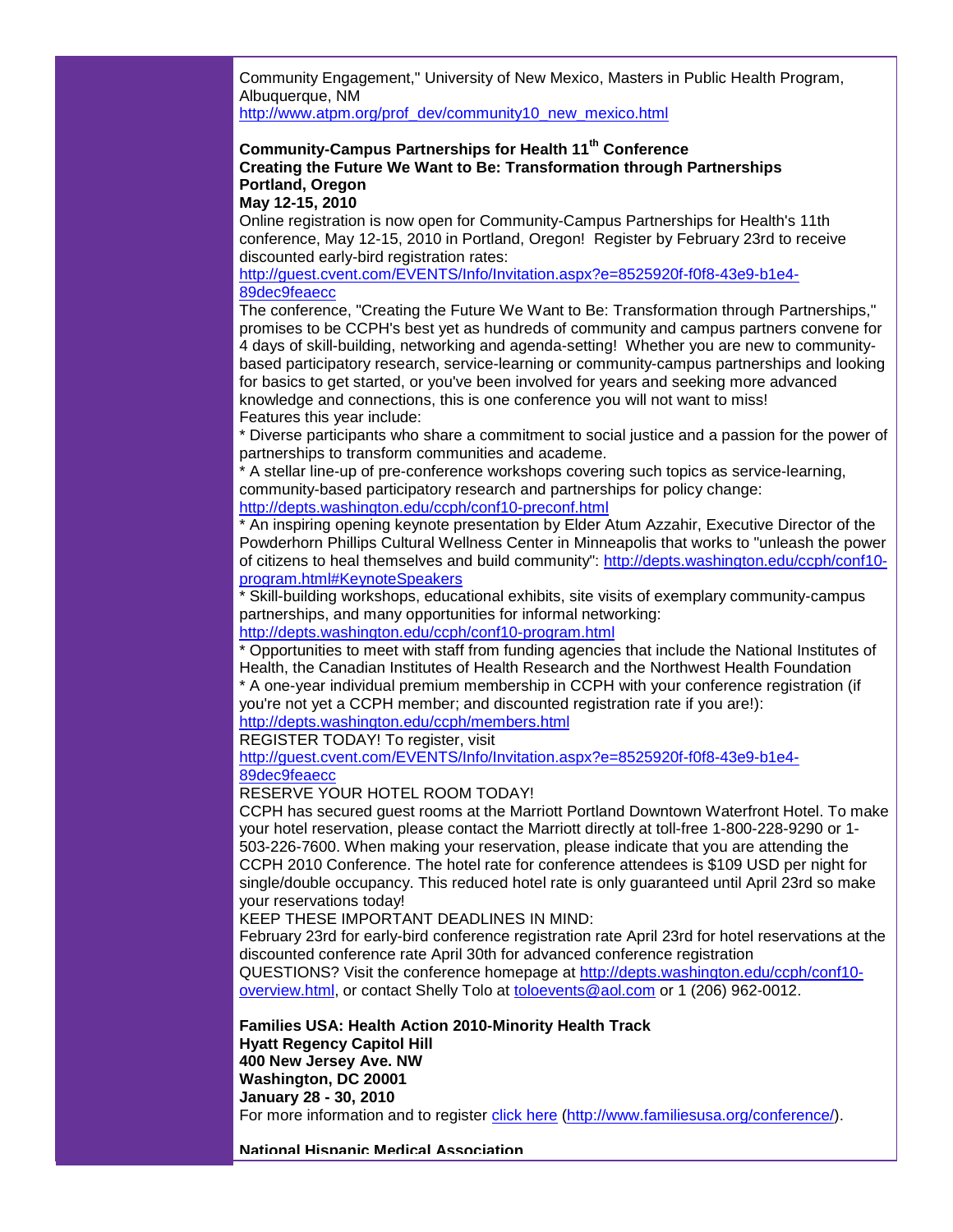Community Engagement," University of New Mexico, Masters in Public Health Program, Albuquerque, NM
http://www.atpm.org/prof_dev/community10_new_mexico.html

**Community-Campus Partnerships for Health 11th Conference**
**Creating the Future We Want to Be: Transformation through Partnerships**
**Portland, Oregon**
**May 12-15, 2010**

Online registration is now open for Community-Campus Partnerships for Health's 11th conference, May 12-15, 2010 in Portland, Oregon! Register by February 23rd to receive discounted early-bird registration rates:
http://guest.cvent.com/EVENTS/Info/Invitation.aspx?e=8525920f-f0f8-43e9-b1e4-89dec9feaecc
The conference, "Creating the Future We Want to Be: Transformation through Partnerships," promises to be CCPH's best yet as hundreds of community and campus partners convene for 4 days of skill-building, networking and agenda-setting! Whether you are new to community-based participatory research, service-learning or community-campus partnerships and looking for basics to get started, or you've been involved for years and seeking more advanced knowledge and connections, this is one conference you will not want to miss!
Features this year include:
* Diverse participants who share a commitment to social justice and a passion for the power of partnerships to transform communities and academe.
* A stellar line-up of pre-conference workshops covering such topics as service-learning, community-based participatory research and partnerships for policy change: http://depts.washington.edu/ccph/conf10-preconf.html
* An inspiring opening keynote presentation by Elder Atum Azzahir, Executive Director of the Powderhorn Phillips Cultural Wellness Center in Minneapolis that works to "unleash the power of citizens to heal themselves and build community": http://depts.washington.edu/ccph/conf10-program.html#KeynoteSpeakers
* Skill-building workshops, educational exhibits, site visits of exemplary community-campus partnerships, and many opportunities for informal networking:
http://depts.washington.edu/ccph/conf10-program.html
* Opportunities to meet with staff from funding agencies that include the National Institutes of Health, the Canadian Institutes of Health Research and the Northwest Health Foundation
* A one-year individual premium membership in CCPH with your conference registration (if you're not yet a CCPH member; and discounted registration rate if you are!):
http://depts.washington.edu/ccph/members.html
REGISTER TODAY! To register, visit
http://guest.cvent.com/EVENTS/Info/Invitation.aspx?e=8525920f-f0f8-43e9-b1e4-89dec9feaecc
RESERVE YOUR HOTEL ROOM TODAY!
CCPH has secured guest rooms at the Marriott Portland Downtown Waterfront Hotel. To make your hotel reservation, please contact the Marriott directly at toll-free 1-800-228-9290 or 1-503-226-7600. When making your reservation, please indicate that you are attending the CCPH 2010 Conference. The hotel rate for conference attendees is $109 USD per night for single/double occupancy. This reduced hotel rate is only guaranteed until April 23rd so make your reservations today!
KEEP THESE IMPORTANT DEADLINES IN MIND:
February 23rd for early-bird conference registration rate April 23rd for hotel reservations at the discounted conference rate April 30th for advanced conference registration
QUESTIONS? Visit the conference homepage at http://depts.washington.edu/ccph/conf10-overview.html, or contact Shelly Tolo at toloevents@aol.com or 1 (206) 962-0012.

**Families USA: Health Action 2010-Minority Health Track**
**Hyatt Regency Capitol Hill**
**400 New Jersey Ave. NW**
**Washington, DC 20001**
**January 28 - 30, 2010**

For more information and to register click here (http://www.familiesusa.org/conference/).

**National Hispanic Medical Association**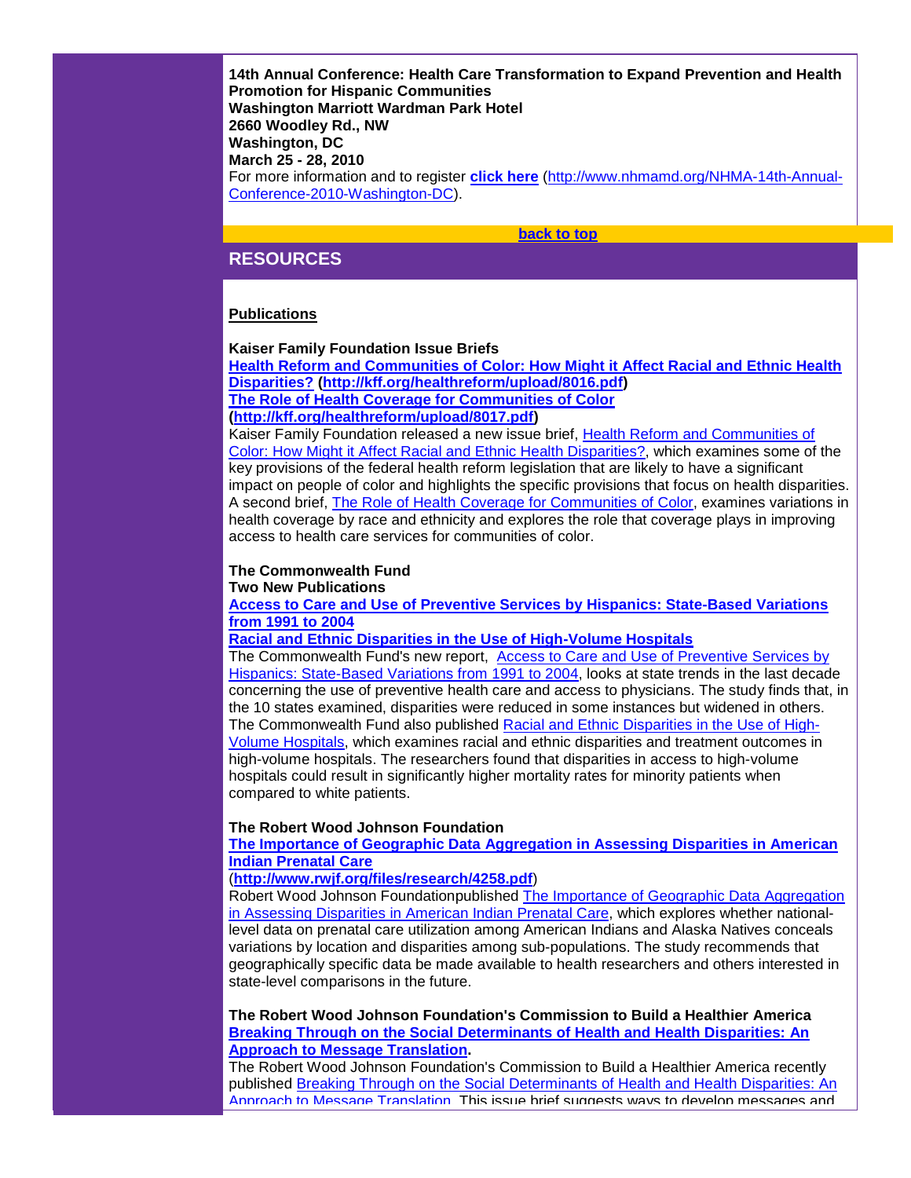**14th Annual Conference: Health Care Transformation to Expand Prevention and Health Promotion for Hispanic Communities**
**Washington Marriott Wardman Park Hotel**
**2660 Woodley Rd., NW**
**Washington, DC**
**March 25 - 28, 2010**
For more information and to register **click here** (http://www.nhmamd.org/NHMA-14th-Annual-Conference-2010-Washington-DC).

**back to top**

## RESOURCES

**Publications**

**Kaiser Family Foundation Issue Briefs**
**Health Reform and Communities of Color: How Might it Affect Racial and Ethnic Health Disparities? (http://kff.org/healthreform/upload/8016.pdf)**
**The Role of Health Coverage for Communities of Color (http://kff.org/healthreform/upload/8017.pdf)**
Kaiser Family Foundation released a new issue brief, Health Reform and Communities of Color: How Might it Affect Racial and Ethnic Health Disparities?, which examines some of the key provisions of the federal health reform legislation that are likely to have a significant impact on people of color and highlights the specific provisions that focus on health disparities. A second brief, The Role of Health Coverage for Communities of Color, examines variations in health coverage by race and ethnicity and explores the role that coverage plays in improving access to health care services for communities of color.

**The Commonwealth Fund**
**Two New Publications**
**Access to Care and Use of Preventive Services by Hispanics: State-Based Variations from 1991 to 2004**
**Racial and Ethnic Disparities in the Use of High-Volume Hospitals**
The Commonwealth Fund's new report, Access to Care and Use of Preventive Services by Hispanics: State-Based Variations from 1991 to 2004, looks at state trends in the last decade concerning the use of preventive health care and access to physicians. The study finds that, in the 10 states examined, disparities were reduced in some instances but widened in others. The Commonwealth Fund also published Racial and Ethnic Disparities in the Use of High-Volume Hospitals, which examines racial and ethnic disparities and treatment outcomes in high-volume hospitals. The researchers found that disparities in access to high-volume hospitals could result in significantly higher mortality rates for minority patients when compared to white patients.

**The Robert Wood Johnson Foundation**
**The Importance of Geographic Data Aggregation in Assessing Disparities in American Indian Prenatal Care**
(**http://www.rwjf.org/files/research/4258.pdf**)
Robert Wood Johnson Foundationpublished The Importance of Geographic Data Aggregation in Assessing Disparities in American Indian Prenatal Care, which explores whether national-level data on prenatal care utilization among American Indians and Alaska Natives conceals variations by location and disparities among sub-populations. The study recommends that geographically specific data be made available to health researchers and others interested in state-level comparisons in the future.

**The Robert Wood Johnson Foundation's Commission to Build a Healthier America**
**Breaking Through on the Social Determinants of Health and Health Disparities: An Approach to Message Translation.**
The Robert Wood Johnson Foundation's Commission to Build a Healthier America recently published Breaking Through on the Social Determinants of Health and Health Disparities: An Approach to Message Translation. This issue brief suggests ways to develop messages and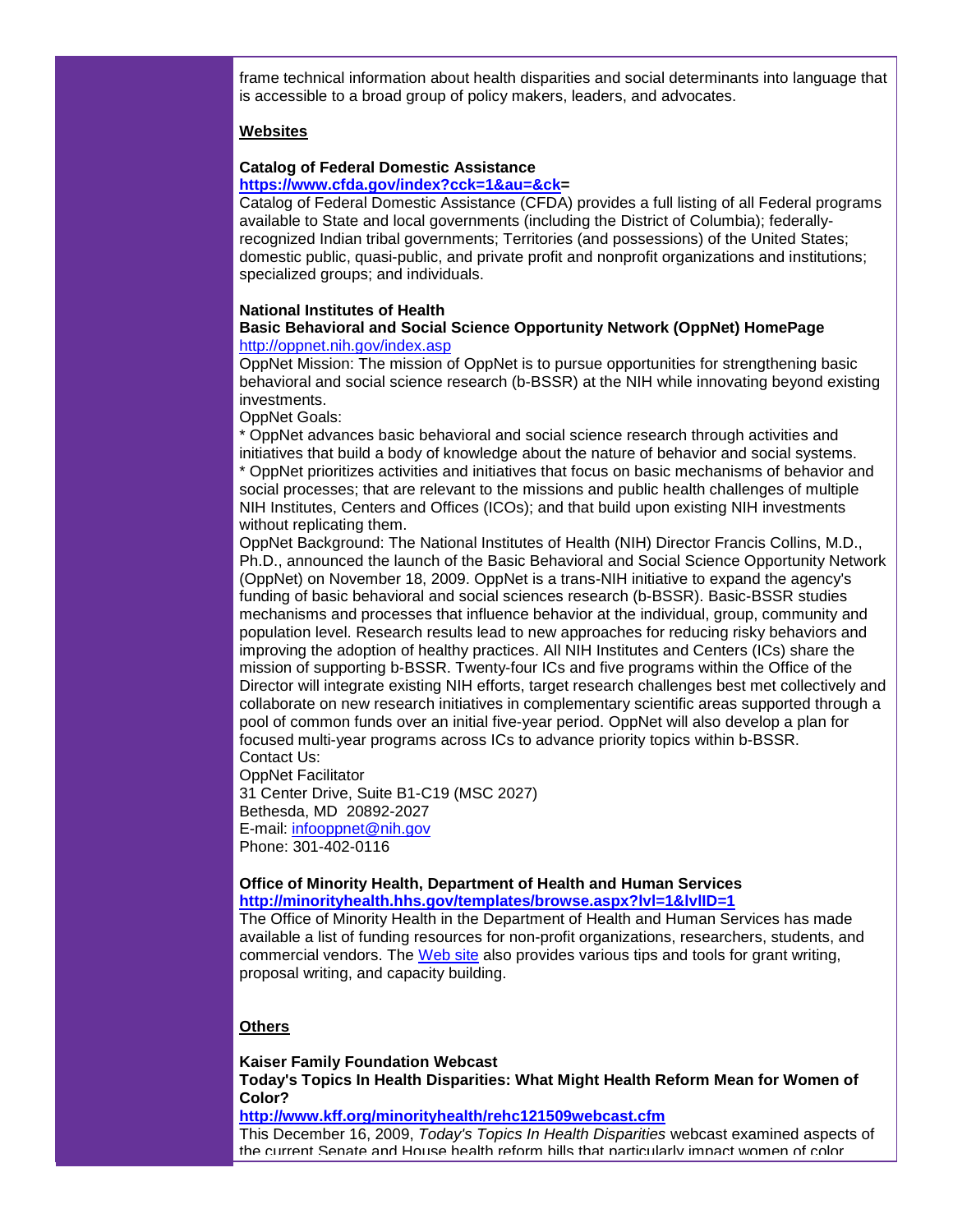frame technical information about health disparities and social determinants into language that is accessible to a broad group of policy makers, leaders, and advocates.

## Websites

**Catalog of Federal Domestic Assistance**
**https://www.cfda.gov/index?cck=1&au=&ck=**
Catalog of Federal Domestic Assistance (CFDA) provides a full listing of all Federal programs available to State and local governments (including the District of Columbia); federally-recognized Indian tribal governments; Territories (and possessions) of the United States; domestic public, quasi-public, and private profit and nonprofit organizations and institutions; specialized groups; and individuals.

**National Institutes of Health**
**Basic Behavioral and Social Science Opportunity Network (OppNet) HomePage**
http://oppnet.nih.gov/index.asp
OppNet Mission: The mission of OppNet is to pursue opportunities for strengthening basic behavioral and social science research (b-BSSR) at the NIH while innovating beyond existing investments.
OppNet Goals:
* OppNet advances basic behavioral and social science research through activities and initiatives that build a body of knowledge about the nature of behavior and social systems.
* OppNet prioritizes activities and initiatives that focus on basic mechanisms of behavior and social processes; that are relevant to the missions and public health challenges of multiple NIH Institutes, Centers and Offices (ICOs); and that build upon existing NIH investments without replicating them.
OppNet Background: The National Institutes of Health (NIH) Director Francis Collins, M.D., Ph.D., announced the launch of the Basic Behavioral and Social Science Opportunity Network (OppNet) on November 18, 2009. OppNet is a trans-NIH initiative to expand the agency's funding of basic behavioral and social sciences research (b-BSSR). Basic-BSSR studies mechanisms and processes that influence behavior at the individual, group, community and population level. Research results lead to new approaches for reducing risky behaviors and improving the adoption of healthy practices. All NIH Institutes and Centers (ICs) share the mission of supporting b-BSSR. Twenty-four ICs and five programs within the Office of the Director will integrate existing NIH efforts, target research challenges best met collectively and collaborate on new research initiatives in complementary scientific areas supported through a pool of common funds over an initial five-year period. OppNet will also develop a plan for focused multi-year programs across ICs to advance priority topics within b-BSSR.
Contact Us:
OppNet Facilitator
31 Center Drive, Suite B1-C19 (MSC 2027)
Bethesda, MD 20892-2027
E-mail: infooppnet@nih.gov
Phone: 301-402-0116

**Office of Minority Health, Department of Health and Human Services**
**http://minorityhealth.hhs.gov/templates/browse.aspx?lvl=1&lvlID=1**
The Office of Minority Health in the Department of Health and Human Services has made available a list of funding resources for non-profit organizations, researchers, students, and commercial vendors. The Web site also provides various tips and tools for grant writing, proposal writing, and capacity building.

## Others

**Kaiser Family Foundation Webcast**
**Today's Topics In Health Disparities: What Might Health Reform Mean for Women of Color?**
**http://www.kff.org/minorityhealth/rehc121509webcast.cfm**
This December 16, 2009, *Today's Topics In Health Disparities* webcast examined aspects of the current Senate and House health reform bills that particularly impact women of color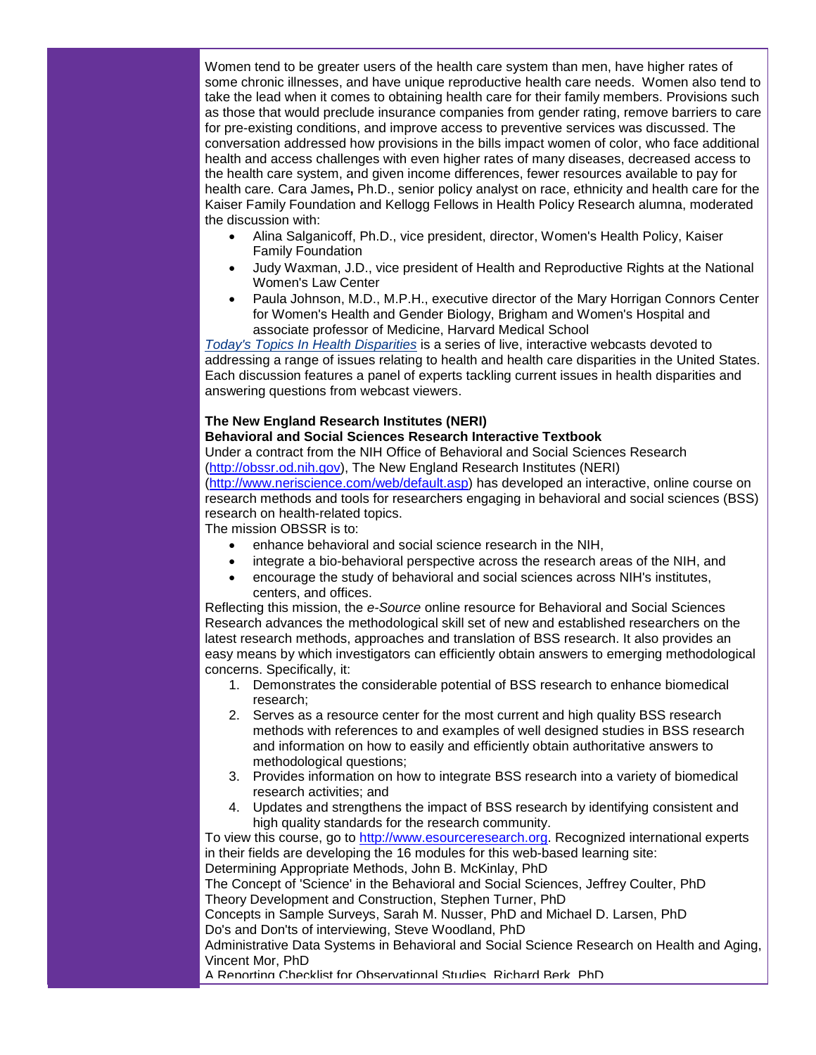Women tend to be greater users of the health care system than men, have higher rates of some chronic illnesses, and have unique reproductive health care needs.  Women also tend to take the lead when it comes to obtaining health care for their family members. Provisions such as those that would preclude insurance companies from gender rating, remove barriers to care for pre-existing conditions, and improve access to preventive services was discussed. The conversation addressed how provisions in the bills impact women of color, who face additional health and access challenges with even higher rates of many diseases, decreased access to the health care system, and given income differences, fewer resources available to pay for health care. Cara James**,** Ph.D., senior policy analyst on race, ethnicity and health care for the Kaiser Family Foundation and Kellogg Fellows in Health Policy Research alumna, moderated the discussion with:

- Alina Salganicoff, Ph.D., vice president, director, Women's Health Policy, Kaiser Family Foundation
- Judy Waxman, J.D., vice president of Health and Reproductive Rights at the National Women's Law Center
- Paula Johnson, M.D., M.P.H., executive director of the Mary Horrigan Connors Center for Women's Health and Gender Biology, Brigham and Women's Hospital and associate professor of Medicine, Harvard Medical School

*Today's Topics In Health Disparities* is a series of live, interactive webcasts devoted to addressing a range of issues relating to health and health care disparities in the United States. Each discussion features a panel of experts tackling current issues in health disparities and answering questions from webcast viewers.

**The New England Research Institutes (NERI)**
**Behavioral and Social Sciences Research Interactive Textbook**

Under a contract from the NIH Office of Behavioral and Social Sciences Research (http://obssr.od.nih.gov), The New England Research Institutes (NERI) (http://www.neriscience.com/web/default.asp) has developed an interactive, online course on research methods and tools for researchers engaging in behavioral and social sciences (BSS) research on health-related topics.

The mission OBSSR is to:

- enhance behavioral and social science research in the NIH,
- integrate a bio-behavioral perspective across the research areas of the NIH, and
- encourage the study of behavioral and social sciences across NIH's institutes, centers, and offices.

Reflecting this mission, the *e-Source* online resource for Behavioral and Social Sciences Research advances the methodological skill set of new and established researchers on the latest research methods, approaches and translation of BSS research. It also provides an easy means by which investigators can efficiently obtain answers to emerging methodological concerns. Specifically, it:

1. Demonstrates the considerable potential of BSS research to enhance biomedical research;
2. Serves as a resource center for the most current and high quality BSS research methods with references to and examples of well designed studies in BSS research and information on how to easily and efficiently obtain authoritative answers to methodological questions;
3. Provides information on how to integrate BSS research into a variety of biomedical research activities; and
4. Updates and strengthens the impact of BSS research by identifying consistent and high quality standards for the research community.

To view this course, go to http://www.esourceresearch.org. Recognized international experts in their fields are developing the 16 modules for this web-based learning site:

Determining Appropriate Methods, John B. McKinlay, PhD
The Concept of 'Science' in the Behavioral and Social Sciences, Jeffrey Coulter, PhD
Theory Development and Construction, Stephen Turner, PhD
Concepts in Sample Surveys, Sarah M. Nusser, PhD and Michael D. Larsen, PhD
Do's and Don'ts of interviewing, Steve Woodland, PhD
Administrative Data Systems in Behavioral and Social Science Research on Health and Aging, Vincent Mor, PhD
A Reporting Checklist for Observational Studies, Richard Berk, PhD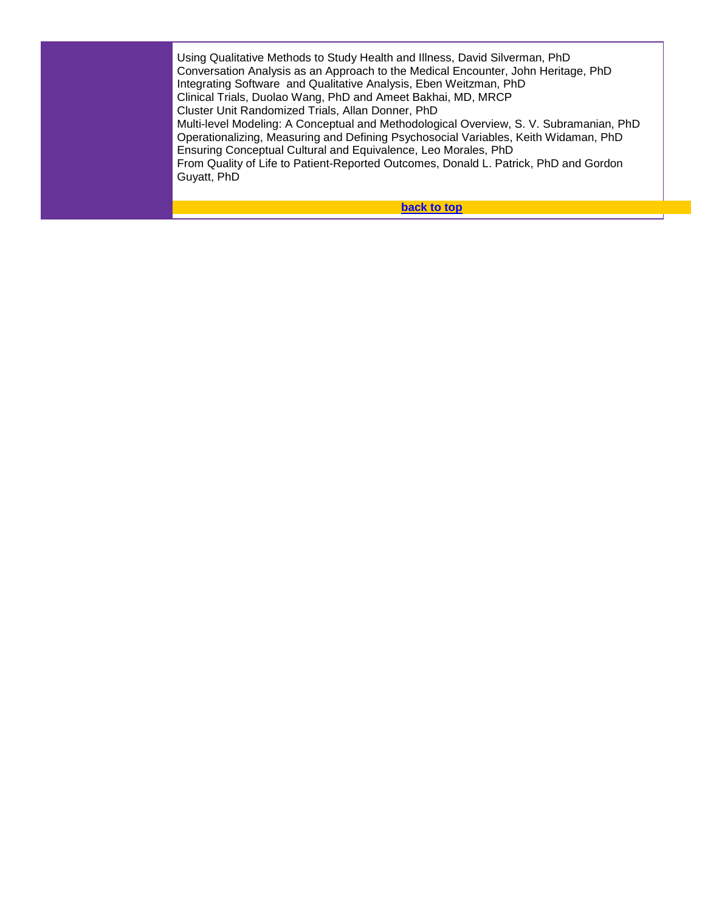Using Qualitative Methods to Study Health and Illness, David Silverman, PhD
Conversation Analysis as an Approach to the Medical Encounter, John Heritage, PhD
Integrating Software and Qualitative Analysis, Eben Weitzman, PhD
Clinical Trials, Duolao Wang, PhD and Ameet Bakhai, MD, MRCP
Cluster Unit Randomized Trials, Allan Donner, PhD
Multi-level Modeling: A Conceptual and Methodological Overview, S. V. Subramanian, PhD
Operationalizing, Measuring and Defining Psychosocial Variables, Keith Widaman, PhD
Ensuring Conceptual Cultural and Equivalence, Leo Morales, PhD
From Quality of Life to Patient-Reported Outcomes, Donald L. Patrick, PhD and Gordon Guyatt, PhD

**back to top**